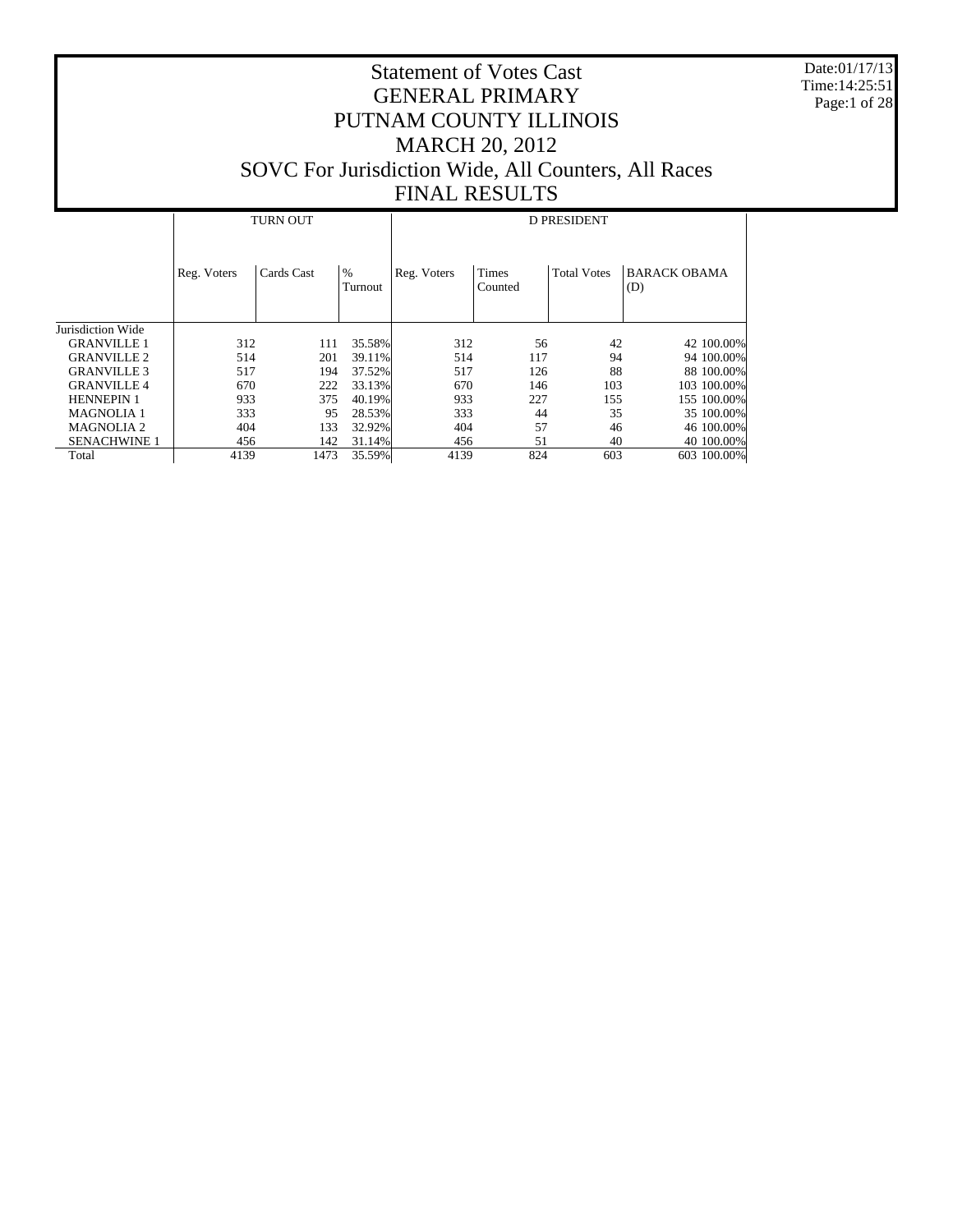# Statement of Votes Cast
# GENERAL PRIMARY
# PUTNAM COUNTY ILLINOIS
# MARCH 20, 2012
# SOVC For Jurisdiction Wide, All Counters, All Races
# FINAL RESULTS

Date:01/17/13
Time:14:25:51

| | TURN OUT | | | D PRESIDENT | | | | |
|---|---|---|---|---|---|---|---|---|
| | Reg. Voters | Cards Cast | % Turnout | Reg. Voters | Times Counted | Total Votes | BARACK OBAMA (D) | |
| Jurisdiction Wide | | | | | | | | |
| GRANVILLE 1 | 312 | 111 | 35.58% | 312 | 56 | 42 | 42 | 100.00% |
| GRANVILLE 2 | 514 | 201 | 39.11% | 514 | 117 | 94 | 94 | 100.00% |
| GRANVILLE 3 | 517 | 194 | 37.52% | 517 | 126 | 88 | 88 | 100.00% |
| GRANVILLE 4 | 670 | 222 | 33.13% | 670 | 146 | 103 | 103 | 100.00% |
| HENNEPIN 1 | 933 | 375 | 40.19% | 933 | 227 | 155 | 155 | 100.00% |
| MAGNOLIA 1 | 333 | 95 | 28.53% | 333 | 44 | 35 | 35 | 100.00% |
| MAGNOLIA 2 | 404 | 133 | 32.92% | 404 | 57 | 46 | 46 | 100.00% |
| SENACHWINE 1 | 456 | 142 | 31.14% | 456 | 51 | 40 | 40 | 100.00% |
| Total | 4139 | 1473 | 35.59% | 4139 | 824 | 603 | 603 | 100.00% |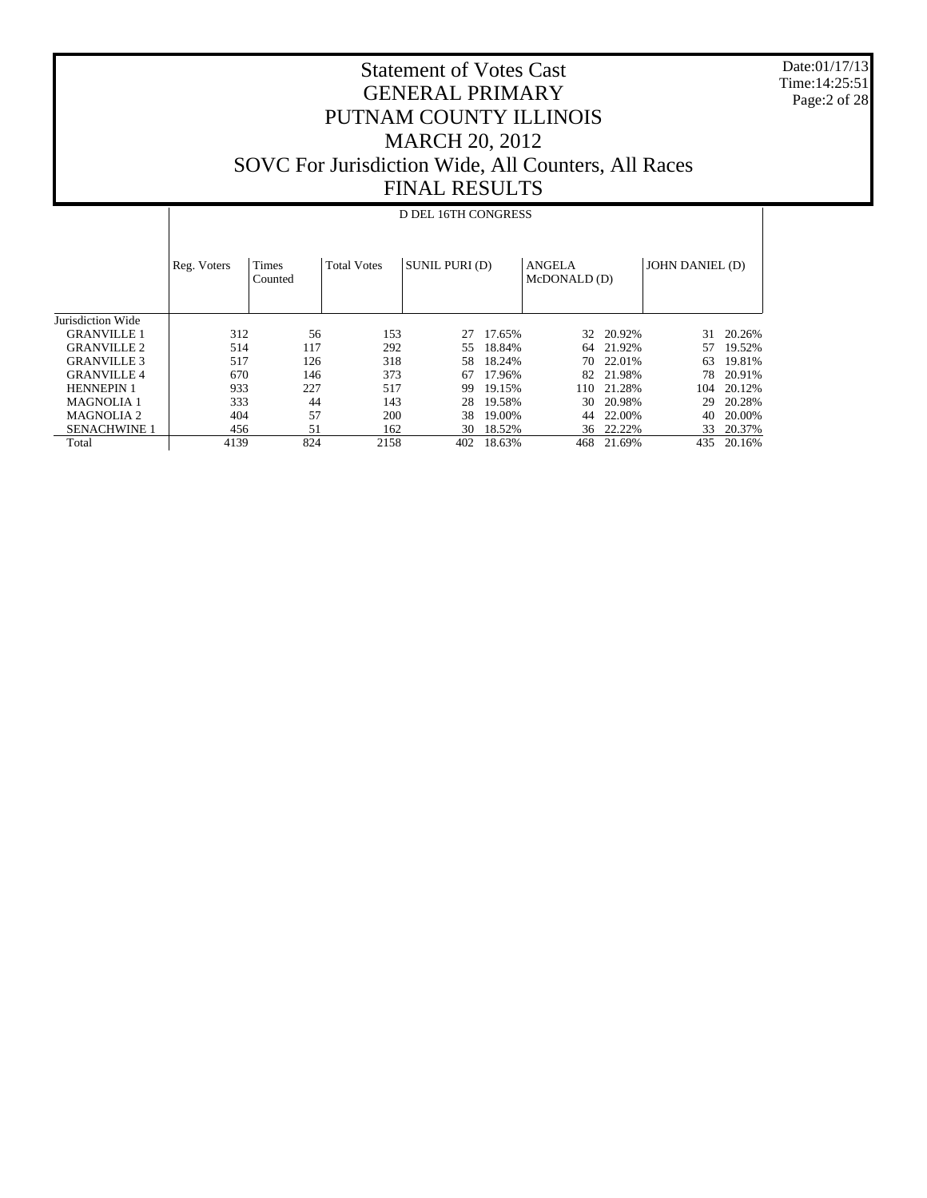# Statement of Votes Cast
# GENERAL PRIMARY
# PUTNAM COUNTY ILLINOIS
# MARCH 20, 2012
# SOVC For Jurisdiction Wide, All Counters, All Races
# FINAL RESULTS

Date:01/17/13
Time:14:25:51

| | D DEL 16TH CONGRESS | | | | | | | | |
|---|---|---|---|---|---|---|---|---|---|
| | Reg. Voters | Times Counted | Total Votes | SUNIL PURI (D) | | ANGELA McDONALD (D) | | JOHN DANIEL (D) | |
| Jurisdiction Wide | | | | | | | | | |
| GRANVILLE 1 | 312 | 56 | 153 | 27 | 17.65% | 32 | 20.92% | 31 | 20.26% |
| GRANVILLE 2 | 514 | 117 | 292 | 55 | 18.84% | 64 | 21.92% | 57 | 19.52% |
| GRANVILLE 3 | 517 | 126 | 318 | 58 | 18.24% | 70 | 22.01% | 63 | 19.81% |
| GRANVILLE 4 | 670 | 146 | 373 | 67 | 17.96% | 82 | 21.98% | 78 | 20.91% |
| HENNEPIN 1 | 933 | 227 | 517 | 99 | 19.15% | 110 | 21.28% | 104 | 20.12% |
| MAGNOLIA 1 | 333 | 44 | 143 | 28 | 19.58% | 30 | 20.98% | 29 | 20.28% |
| MAGNOLIA 2 | 404 | 57 | 200 | 38 | 19.00% | 44 | 22.00% | 40 | 20.00% |
| SENACHWINE 1 | 456 | 51 | 162 | 30 | 18.52% | 36 | 22.22% | 33 | 20.37% |
| Total | 4139 | 824 | 2158 | 402 | 18.63% | 468 | 21.69% | 435 | 20.16% |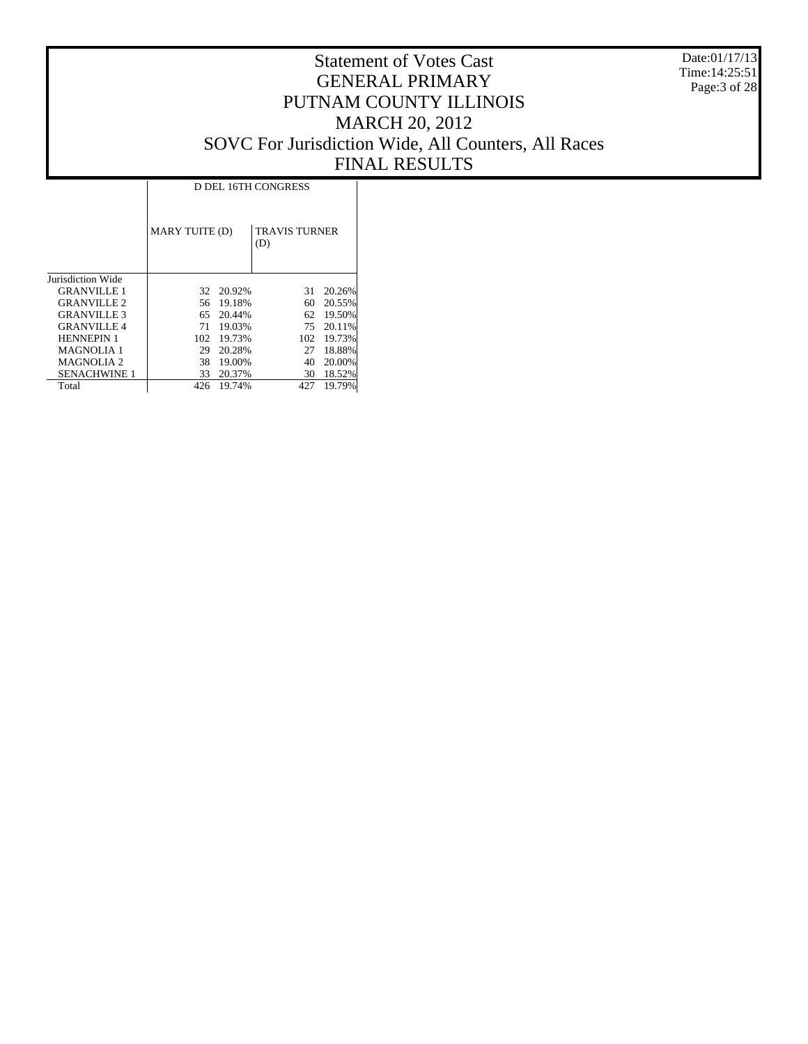# Statement of Votes Cast
# GENERAL PRIMARY
# PUTNAM COUNTY ILLINOIS
# MARCH 20, 2012
# SOVC For Jurisdiction Wide, All Counters, All Races
# FINAL RESULTS

Date:01/17/13
Time:14:25:51

| | D DEL 16TH CONGRESS | | | |
|---|---|---|---|---|
| | MARY TUITE (D) | | TRAVIS TURNER (D) | |
| Jurisdiction Wide | | | | |
| GRANVILLE 1 | 32 | 20.92% | 31 | 20.26% |
| GRANVILLE 2 | 56 | 19.18% | 60 | 20.55% |
| GRANVILLE 3 | 65 | 20.44% | 62 | 19.50% |
| GRANVILLE 4 | 71 | 19.03% | 75 | 20.11% |
| HENNEPIN 1 | 102 | 19.73% | 102 | 19.73% |
| MAGNOLIA 1 | 29 | 20.28% | 27 | 18.88% |
| MAGNOLIA 2 | 38 | 19.00% | 40 | 20.00% |
| SENACHWINE 1 | 33 | 20.37% | 30 | 18.52% |
| Total | 426 | 19.74% | 427 | 19.79% |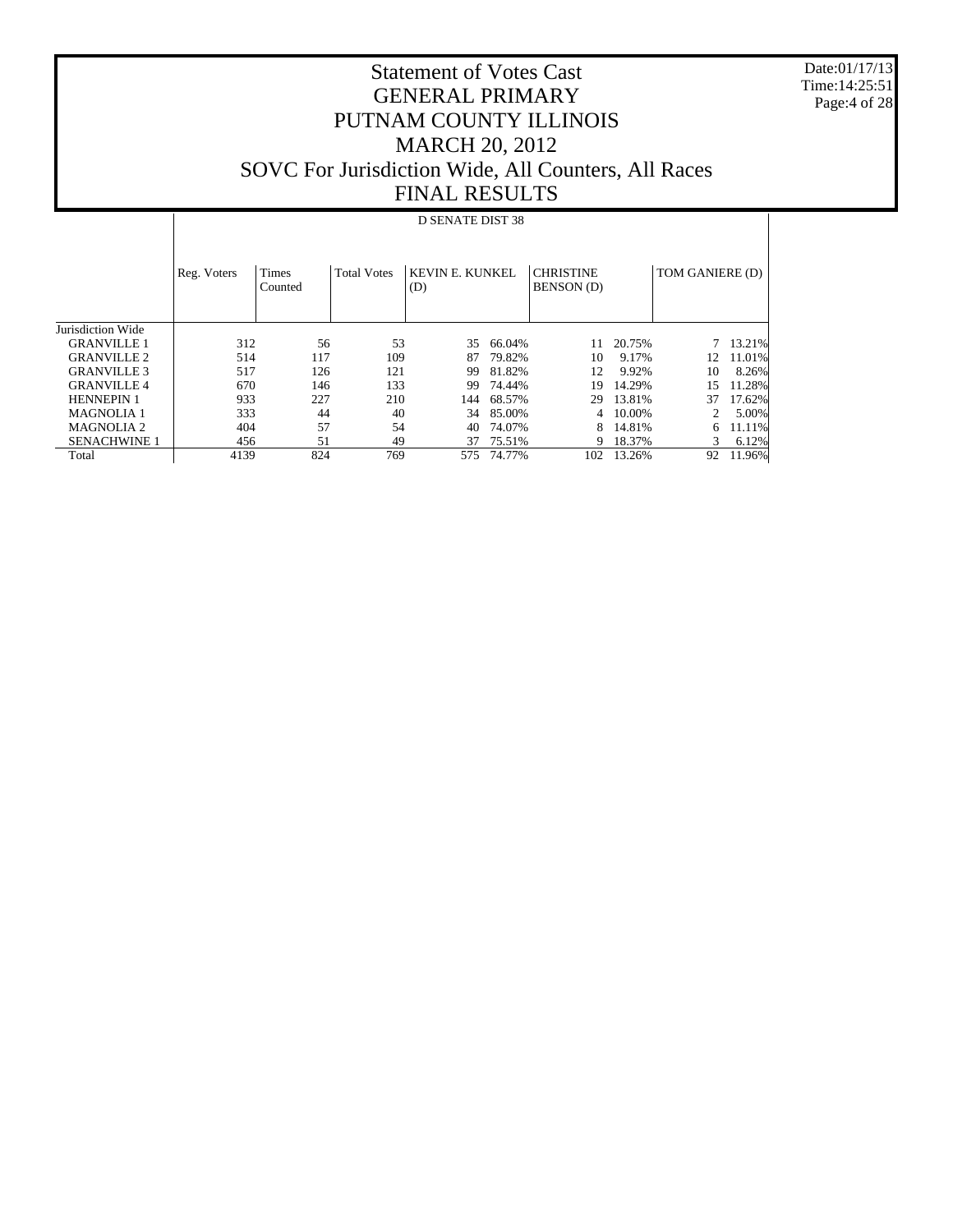# Statement of Votes Cast
# GENERAL PRIMARY
# PUTNAM COUNTY ILLINOIS
# MARCH 20, 2012
# SOVC For Jurisdiction Wide, All Counters, All Races
# FINAL RESULTS

Date:01/17/13
Time:14:25:51

## D SENATE DIST 38

| | Reg. Voters | Times Counted | Total Votes | KEVIN E. KUNKEL (D) | | CHRISTINE BENSON (D) | | TOM GANIERE (D) | |
|---|---|---|---|---|---|---|---|---|---|
| Jurisdiction Wide | | | | | | | | | |
| GRANVILLE 1 | 312 | 56 | 53 | 35 | 66.04% | 11 | 20.75% | 7 | 13.21% |
| GRANVILLE 2 | 514 | 117 | 109 | 87 | 79.82% | 10 | 9.17% | 12 | 11.01% |
| GRANVILLE 3 | 517 | 126 | 121 | 99 | 81.82% | 12 | 9.92% | 10 | 8.26% |
| GRANVILLE 4 | 670 | 146 | 133 | 99 | 74.44% | 19 | 14.29% | 15 | 11.28% |
| HENNEPIN 1 | 933 | 227 | 210 | 144 | 68.57% | 29 | 13.81% | 37 | 17.62% |
| MAGNOLIA 1 | 333 | 44 | 40 | 34 | 85.00% | 4 | 10.00% | 2 | 5.00% |
| MAGNOLIA 2 | 404 | 57 | 54 | 40 | 74.07% | 8 | 14.81% | 6 | 11.11% |
| SENACHWINE 1 | 456 | 51 | 49 | 37 | 75.51% | 9 | 18.37% | 3 | 6.12% |
| Total | 4139 | 824 | 769 | 575 | 74.77% | 102 | 13.26% | 92 | 11.96% |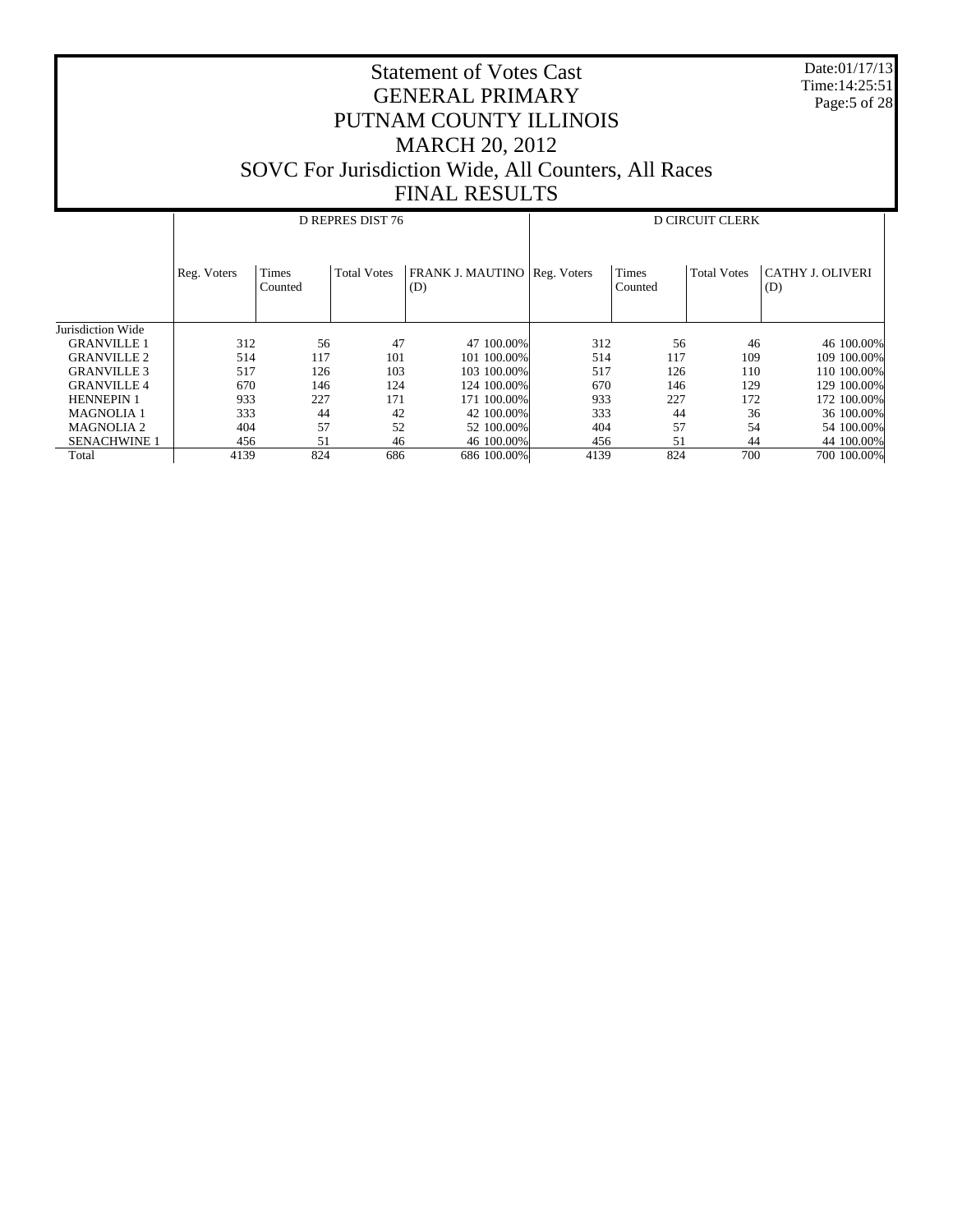# Statement of Votes Cast
## GENERAL PRIMARY
## PUTNAM COUNTY ILLINOIS
## MARCH 20, 2012
## SOVC For Jurisdiction Wide, All Counters, All Races
## FINAL RESULTS

Date:01/17/13
Time:14:25:51

| | D REPRES DIST 76 | | | | | D CIRCUIT CLERK | | | | |
|---|---|---|---|---|---|---|---|---|---|---|
| | Reg. Voters | Times Counted | Total Votes | FRANK J. MAUTINO (D) | | Reg. Voters | Times Counted | Total Votes | CATHY J. OLIVERI (D) | |
| Jurisdiction Wide | | | | | | | | | | |
| GRANVILLE 1 | 312 | 56 | 47 | 47 | 100.00% | 312 | 56 | 46 | 46 | 100.00% |
| GRANVILLE 2 | 514 | 117 | 101 | 101 | 100.00% | 514 | 117 | 109 | 109 | 100.00% |
| GRANVILLE 3 | 517 | 126 | 103 | 103 | 100.00% | 517 | 126 | 110 | 110 | 100.00% |
| GRANVILLE 4 | 670 | 146 | 124 | 124 | 100.00% | 670 | 146 | 129 | 129 | 100.00% |
| HENNEPIN 1 | 933 | 227 | 171 | 171 | 100.00% | 933 | 227 | 172 | 172 | 100.00% |
| MAGNOLIA 1 | 333 | 44 | 42 | 42 | 100.00% | 333 | 44 | 36 | 36 | 100.00% |
| MAGNOLIA 2 | 404 | 57 | 52 | 52 | 100.00% | 404 | 57 | 54 | 54 | 100.00% |
| SENACHWINE 1 | 456 | 51 | 46 | 46 | 100.00% | 456 | 51 | 44 | 44 | 100.00% |
| Total | 4139 | 824 | 686 | 686 | 100.00% | 4139 | 824 | 700 | 700 | 100.00% |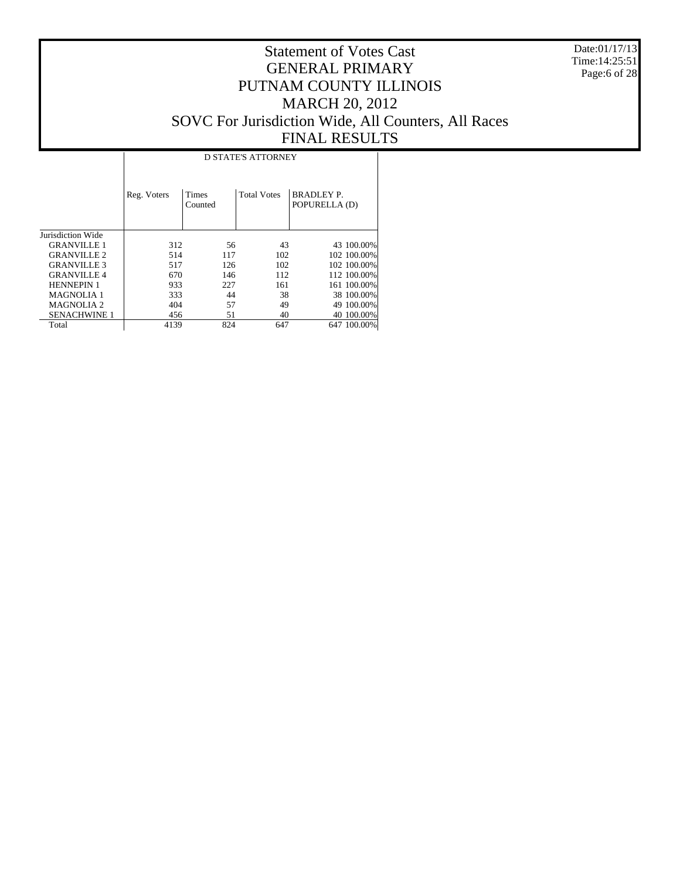# Statement of Votes Cast
# GENERAL PRIMARY
# PUTNAM COUNTY ILLINOIS
# MARCH 20, 2012
# SOVC For Jurisdiction Wide, All Counters, All Races
# FINAL RESULTS

Date:01/17/13
Time:14:25:51

| | D STATE'S ATTORNEY | | | | |
|---|---|---|---|---|---|
| | Reg. Voters | Times Counted | Total Votes | BRADLEY P. POPURELLA (D) | |
| Jurisdiction Wide | | | | | |
| GRANVILLE 1 | 312 | 56 | 43 | 43 | 100.00% |
| GRANVILLE 2 | 514 | 117 | 102 | 102 | 100.00% |
| GRANVILLE 3 | 517 | 126 | 102 | 102 | 100.00% |
| GRANVILLE 4 | 670 | 146 | 112 | 112 | 100.00% |
| HENNEPIN 1 | 933 | 227 | 161 | 161 | 100.00% |
| MAGNOLIA 1 | 333 | 44 | 38 | 38 | 100.00% |
| MAGNOLIA 2 | 404 | 57 | 49 | 49 | 100.00% |
| SENACHWINE 1 | 456 | 51 | 40 | 40 | 100.00% |
| Total | 4139 | 824 | 647 | 647 | 100.00% |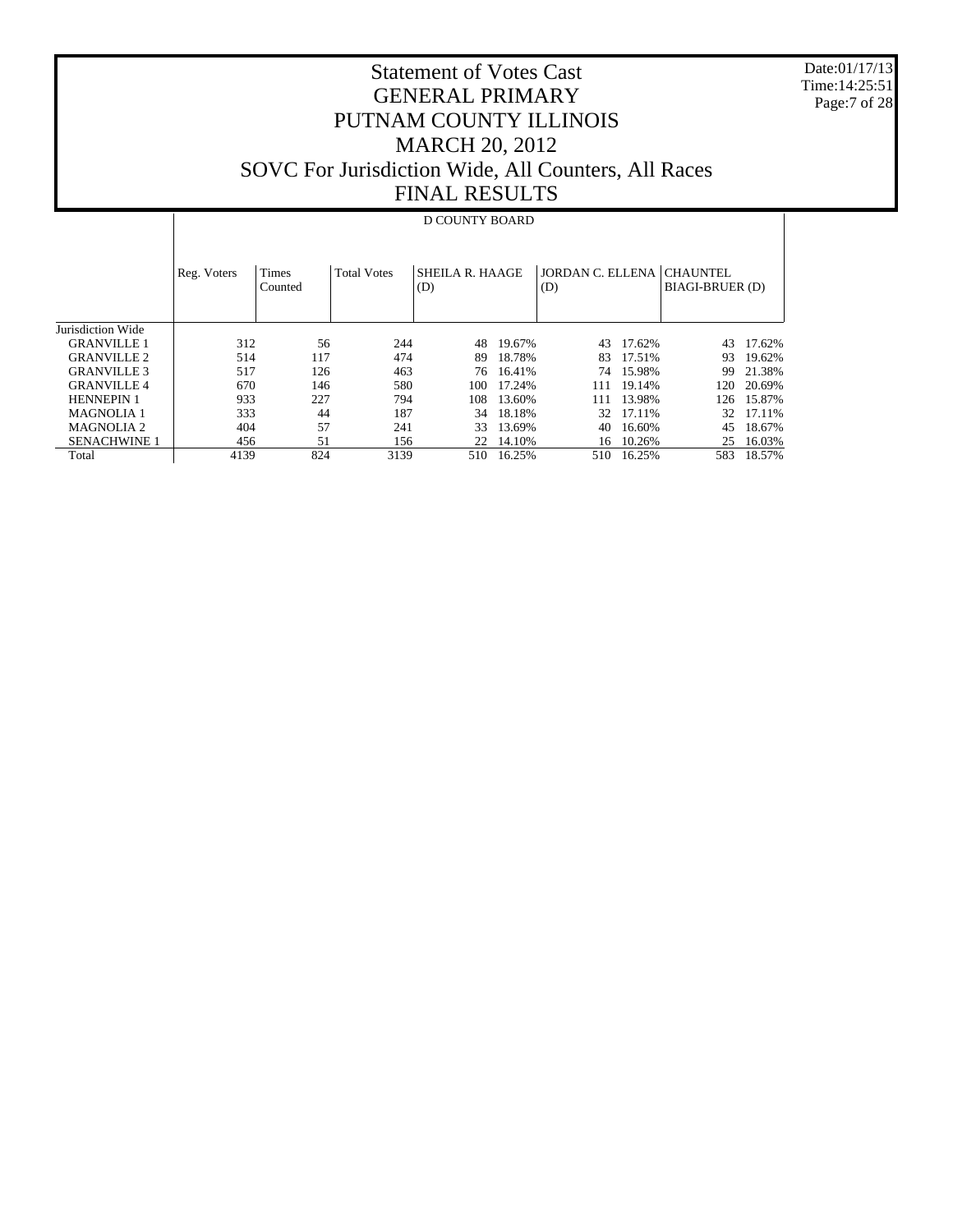# Statement of Votes Cast
# GENERAL PRIMARY
# PUTNAM COUNTY ILLINOIS
# MARCH 20, 2012
# SOVC For Jurisdiction Wide, All Counters, All Races
# FINAL RESULTS

Date:01/17/13
Time:14:25:51

| | D COUNTY BOARD | | | | | | | | |
|---|---|---|---|---|---|---|---|---|---|
| | Reg. Voters | Times Counted | Total Votes | SHEILA R. HAAGE (D) | | JORDAN C. ELLENA (D) | | CHAUNTEL BIAGI-BRUER (D) | |
| Jurisdiction Wide | | | | | | | | | |
| GRANVILLE 1 | 312 | 56 | 244 | 48 | 19.67% | 43 | 17.62% | 43 | 17.62% |
| GRANVILLE 2 | 514 | 117 | 474 | 89 | 18.78% | 83 | 17.51% | 93 | 19.62% |
| GRANVILLE 3 | 517 | 126 | 463 | 76 | 16.41% | 74 | 15.98% | 99 | 21.38% |
| GRANVILLE 4 | 670 | 146 | 580 | 100 | 17.24% | 111 | 19.14% | 120 | 20.69% |
| HENNEPIN 1 | 933 | 227 | 794 | 108 | 13.60% | 111 | 13.98% | 126 | 15.87% |
| MAGNOLIA 1 | 333 | 44 | 187 | 34 | 18.18% | 32 | 17.11% | 32 | 17.11% |
| MAGNOLIA 2 | 404 | 57 | 241 | 33 | 13.69% | 40 | 16.60% | 45 | 18.67% |
| SENACHWINE 1 | 456 | 51 | 156 | 22 | 14.10% | 16 | 10.26% | 25 | 16.03% |
| Total | 4139 | 824 | 3139 | 510 | 16.25% | 510 | 16.25% | 583 | 18.57% |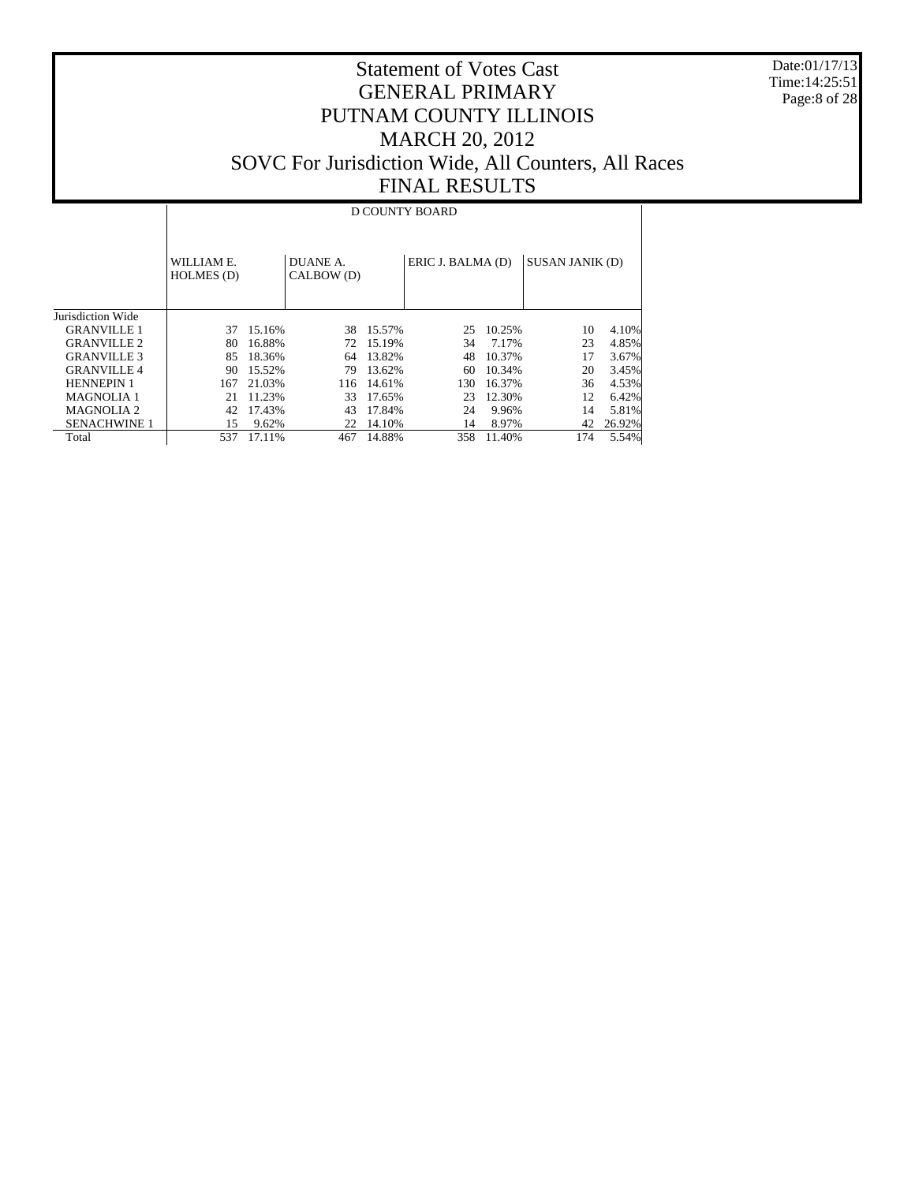# Statement of Votes Cast
## GENERAL PRIMARY
## PUTNAM COUNTY ILLINOIS
## MARCH 20, 2012
## SOVC For Jurisdiction Wide, All Counters, All Races
## FINAL RESULTS

Date:01/17/13
Time:14:25:51

| | D COUNTY BOARD | | | | | | | |
|---|---|---|---|---|---|---|---|---|
| | WILLIAM E. HOLMES (D) | | DUANE A. CALBOW (D) | | ERIC J. BALMA (D) | | SUSAN JANIK (D) | |
| Jurisdiction Wide | | | | | | | | |
| GRANVILLE 1 | 37 | 15.16% | 38 | 15.57% | 25 | 10.25% | 10 | 4.10% |
| GRANVILLE 2 | 80 | 16.88% | 72 | 15.19% | 34 | 7.17% | 23 | 4.85% |
| GRANVILLE 3 | 85 | 18.36% | 64 | 13.82% | 48 | 10.37% | 17 | 3.67% |
| GRANVILLE 4 | 90 | 15.52% | 79 | 13.62% | 60 | 10.34% | 20 | 3.45% |
| HENNEPIN 1 | 167 | 21.03% | 116 | 14.61% | 130 | 16.37% | 36 | 4.53% |
| MAGNOLIA 1 | 21 | 11.23% | 33 | 17.65% | 23 | 12.30% | 12 | 6.42% |
| MAGNOLIA 2 | 42 | 17.43% | 43 | 17.84% | 24 | 9.96% | 14 | 5.81% |
| SENACHWINE 1 | 15 | 9.62% | 22 | 14.10% | 14 | 8.97% | 42 | 26.92% |
| Total | 537 | 17.11% | 467 | 14.88% | 358 | 11.40% | 174 | 5.54% |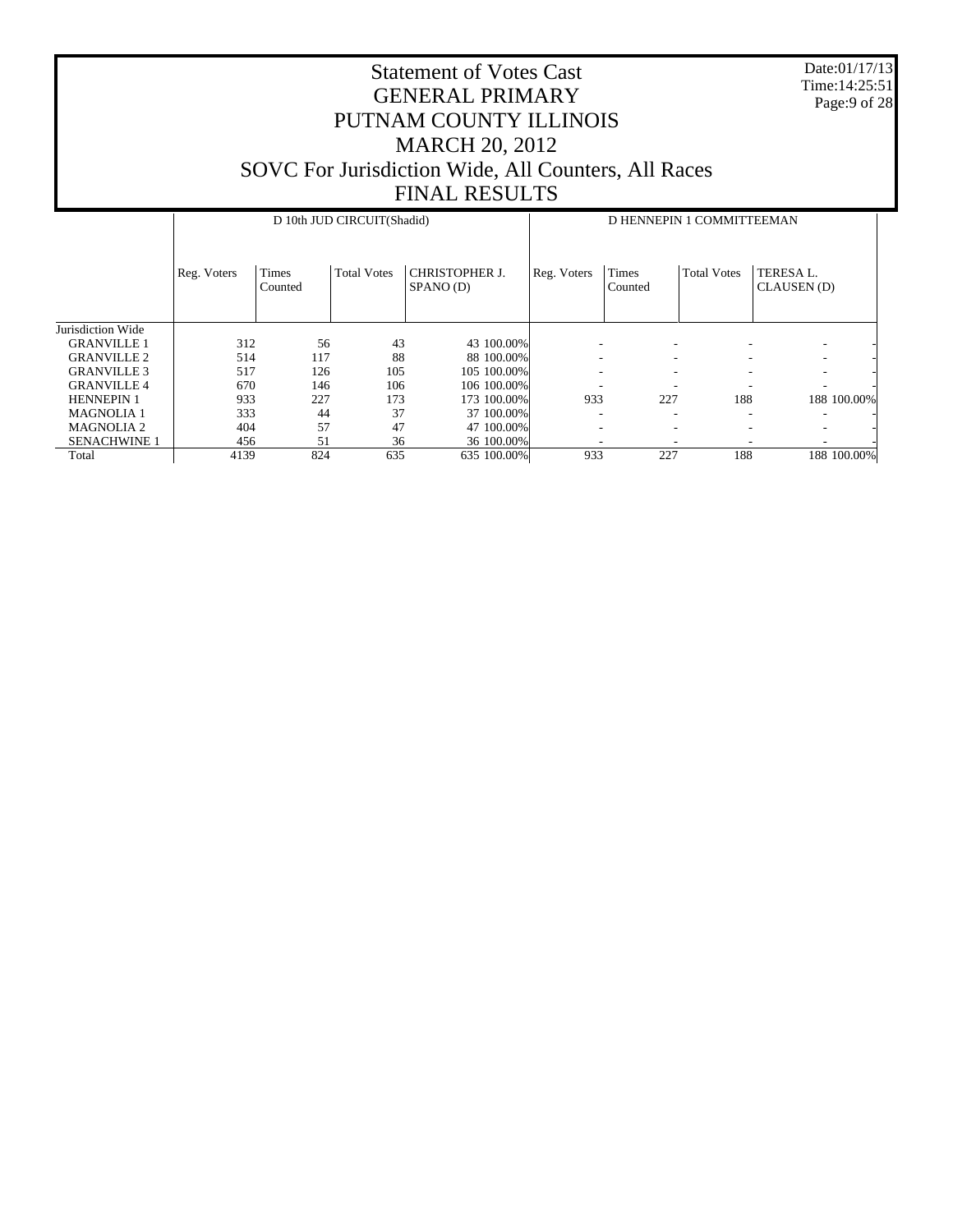# Statement of Votes Cast
## GENERAL PRIMARY
## PUTNAM COUNTY ILLINOIS
## MARCH 20, 2012
## SOVC For Jurisdiction Wide, All Counters, All Races
## FINAL RESULTS

Date:01/17/13
Time:14:25:51

| | D 10th JUD CIRCUIT(Shadid) | | | | | D HENNEPIN 1 COMMITTEEMAN | | | | |
|---|---|---|---|---|---|---|---|---|---|---|
| | Reg. Voters | Times Counted | Total Votes | CHRISTOPHER J. SPANO (D) | | Reg. Voters | Times Counted | Total Votes | TERESA L. CLAUSEN (D) | |
| Jurisdiction Wide | | | | | | | | | | |
| GRANVILLE 1 | 312 | 56 | 43 | 43 | 100.00% | - | - | - | - | - |
| GRANVILLE 2 | 514 | 117 | 88 | 88 | 100.00% | - | - | - | - | - |
| GRANVILLE 3 | 517 | 126 | 105 | 105 | 100.00% | - | - | - | - | - |
| GRANVILLE 4 | 670 | 146 | 106 | 106 | 100.00% | - | - | - | - | - |
| HENNEPIN 1 | 933 | 227 | 173 | 173 | 100.00% | 933 | 227 | 188 | 188 | 100.00% |
| MAGNOLIA 1 | 333 | 44 | 37 | 37 | 100.00% | - | - | - | - | - |
| MAGNOLIA 2 | 404 | 57 | 47 | 47 | 100.00% | - | - | - | - | - |
| SENACHWINE 1 | 456 | 51 | 36 | 36 | 100.00% | - | - | - | - | - |
| Total | 4139 | 824 | 635 | 635 | 100.00% | 933 | 227 | 188 | 188 | 100.00% |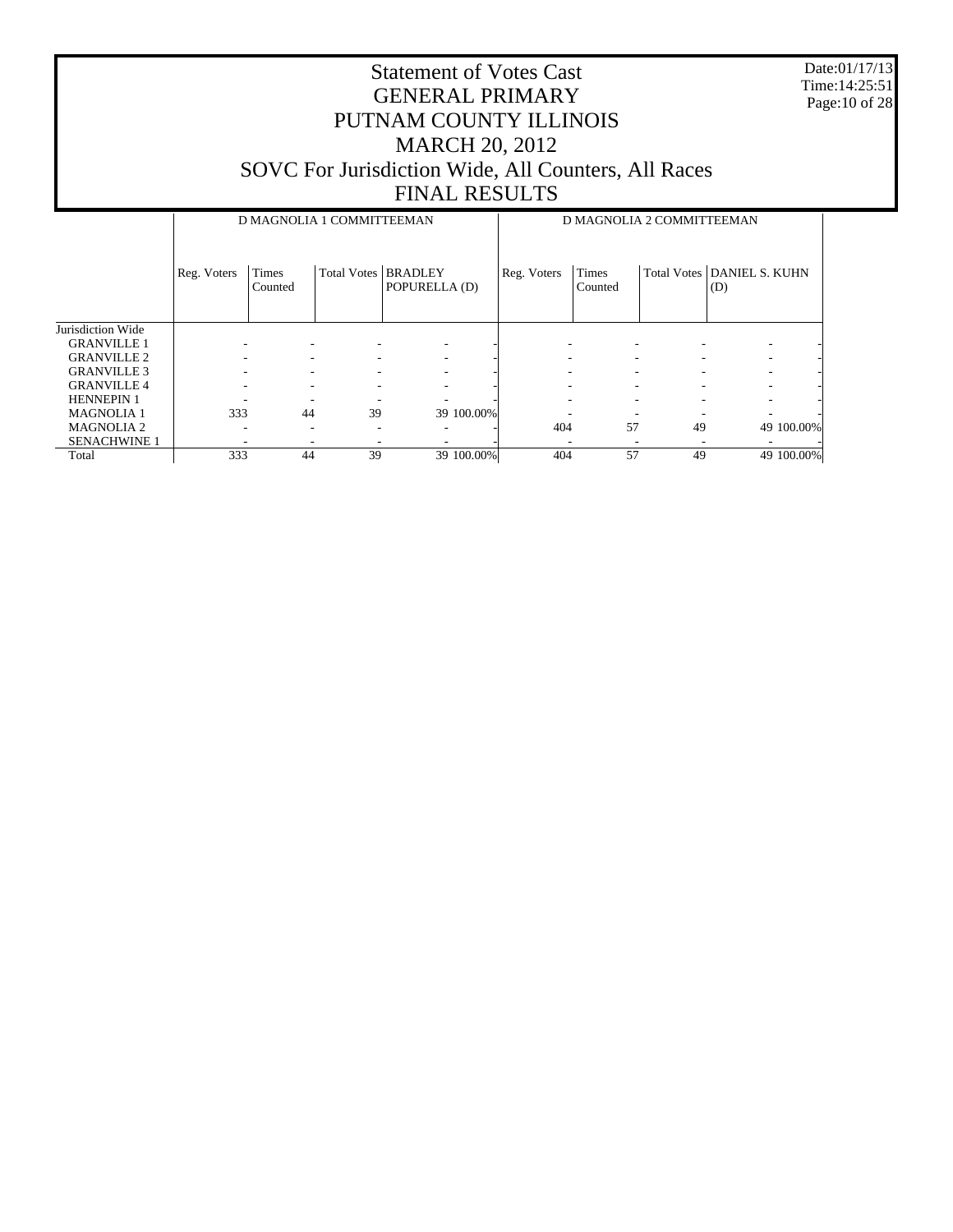# Statement of Votes Cast
# GENERAL PRIMARY
# PUTNAM COUNTY ILLINOIS
# MARCH 20, 2012
# SOVC For Jurisdiction Wide, All Counters, All Races
# FINAL RESULTS

Date:01/17/13
Time:14:25:51

| | D MAGNOLIA 1 COMMITTEEMAN | | | | | D MAGNOLIA 2 COMMITTEEMAN | | | | |
|---|---|---|---|---|---|---|---|---|---|---|
| | Reg. Voters | Times Counted | Total Votes | BRADLEY POPURELLA (D) | | Reg. Voters | Times Counted | Total Votes | DANIEL S. KUHN (D) | |
| Jurisdiction Wide | | | | | | | | | | |
| GRANVILLE 1 | - | - | - | - | - | - | - | - | - | - |
| GRANVILLE 2 | - | - | - | - | - | - | - | - | - | - |
| GRANVILLE 3 | - | - | - | - | - | - | - | - | - | - |
| GRANVILLE 4 | - | - | - | - | - | - | - | - | - | - |
| HENNEPIN 1 | - | - | - | - | - | - | - | - | - | - |
| MAGNOLIA 1 | 333 | 44 | 39 | 39 | 100.00% | - | - | - | - | - |
| MAGNOLIA 2 | - | - | - | - | - | 404 | 57 | 49 | 49 | 100.00% |
| SENACHWINE 1 | - | - | - | - | - | - | - | - | - | - |
| Total | 333 | 44 | 39 | 39 | 100.00% | 404 | 57 | 49 | 49 | 100.00% |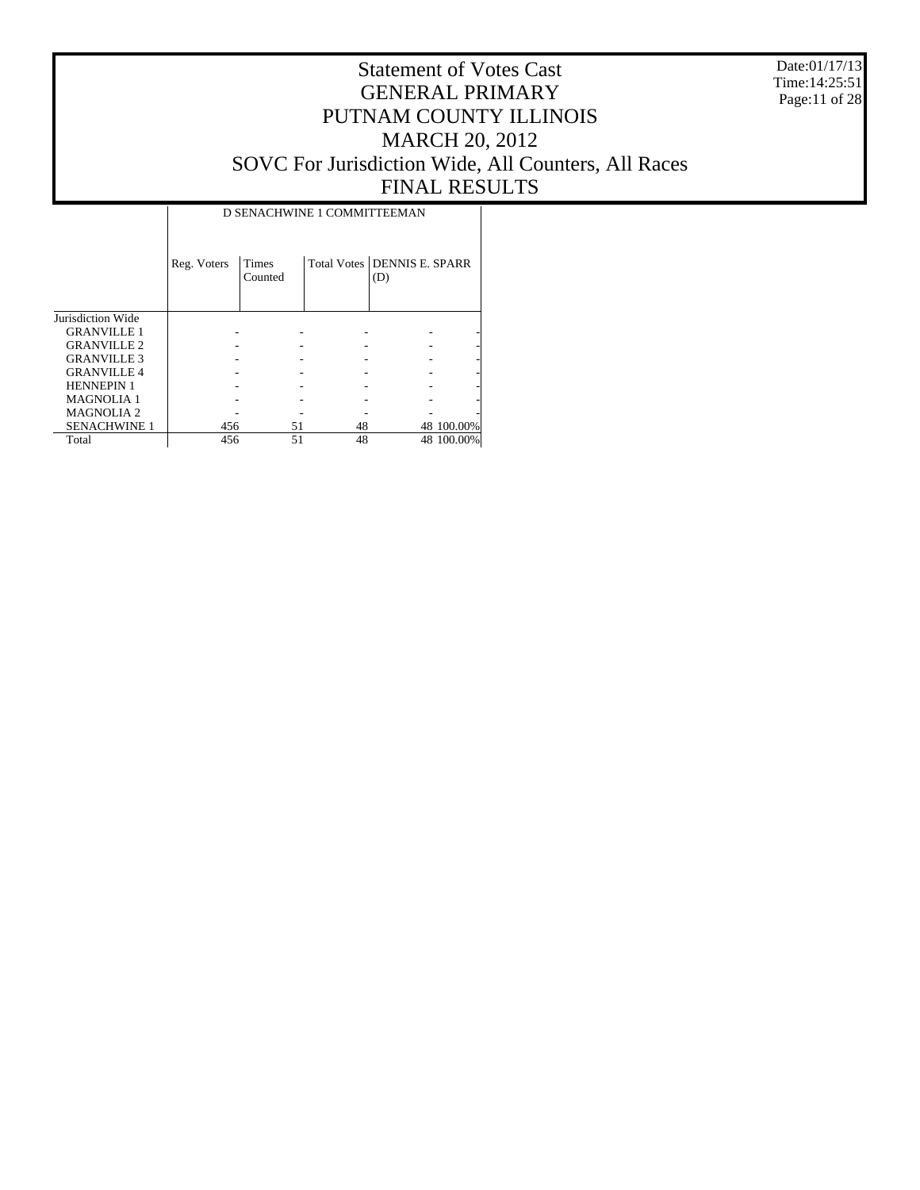# Statement of Votes Cast
## GENERAL PRIMARY
## PUTNAM COUNTY ILLINOIS
## MARCH 20, 2012
## SOVC For Jurisdiction Wide, All Counters, All Races
## FINAL RESULTS

Date:01/17/13
Time:14:25:51

| | D SENACHWINE 1 COMMITTEEMAN | | | | |
|---|---|---|---|---|---|
| | Reg. Voters | Times Counted | Total Votes | DENNIS E. SPARR (D) | |
| Jurisdiction Wide | | | | | |
| GRANVILLE 1 | - | - | - | - | - |
| GRANVILLE 2 | - | - | - | - | - |
| GRANVILLE 3 | - | - | - | - | - |
| GRANVILLE 4 | - | - | - | - | - |
| HENNEPIN 1 | - | - | - | - | - |
| MAGNOLIA 1 | - | - | - | - | - |
| MAGNOLIA 2 | - | - | - | - | - |
| SENACHWINE 1 | 456 | 51 | 48 | 48 | 100.00% |
| Total | 456 | 51 | 48 | 48 | 100.00% |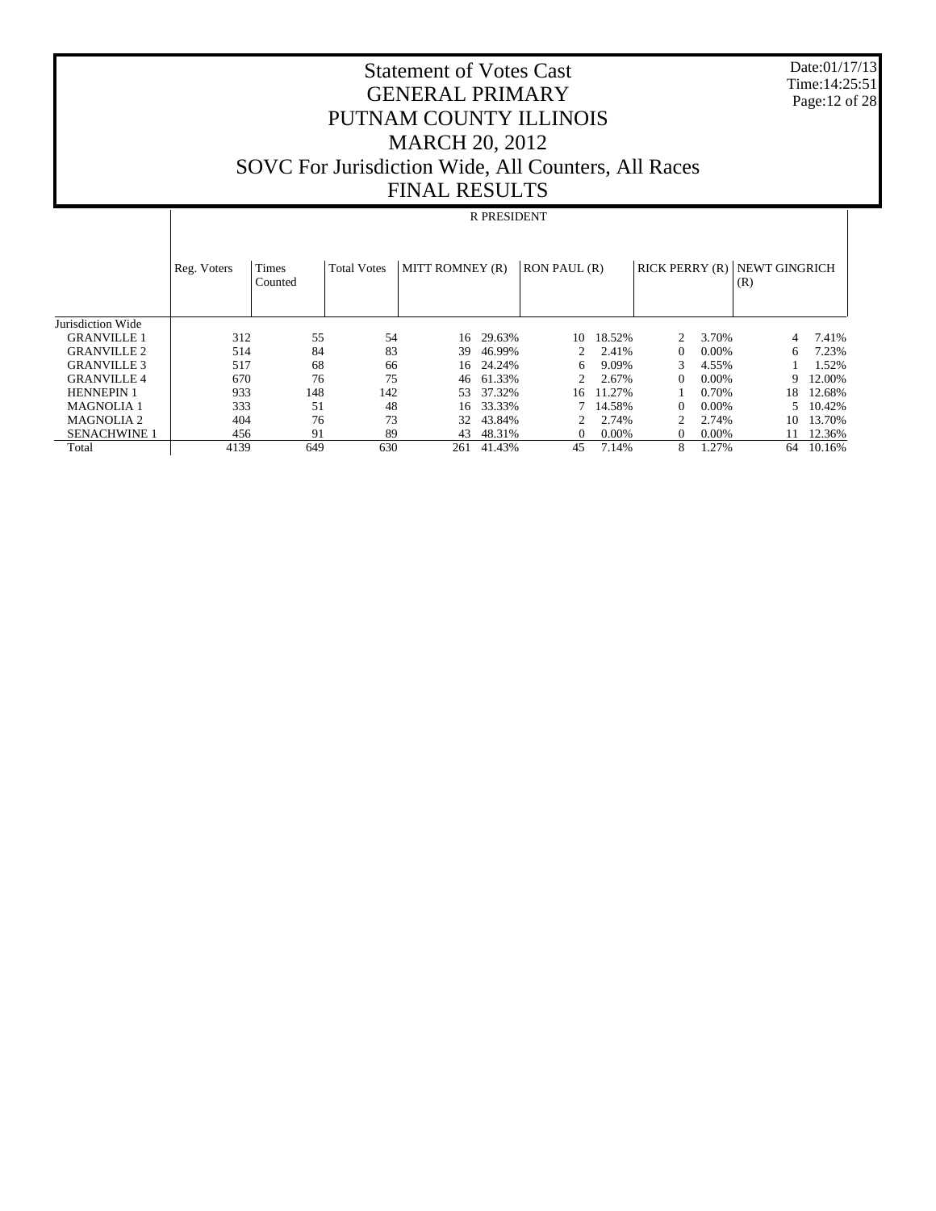# Statement of Votes Cast
# GENERAL PRIMARY
# PUTNAM COUNTY ILLINOIS
# MARCH 20, 2012
# SOVC For Jurisdiction Wide, All Counters, All Races
# FINAL RESULTS

Date:01/17/13
Time:14:25:51

| | R PRESIDENT | | | | | | | | | | |
|---|---|---|---|---|---|---|---|---|---|---|---|
| | Reg. Voters | Times Counted | Total Votes | MITT ROMNEY (R) | | RON PAUL (R) | | RICK PERRY (R) | | NEWT GINGRICH (R) | |
| Jurisdiction Wide | | | | | | | | | | | |
| GRANVILLE 1 | 312 | 55 | 54 | 16 | 29.63% | 10 | 18.52% | 2 | 3.70% | 4 | 7.41% |
| GRANVILLE 2 | 514 | 84 | 83 | 39 | 46.99% | 2 | 2.41% | 0 | 0.00% | 6 | 7.23% |
| GRANVILLE 3 | 517 | 68 | 66 | 16 | 24.24% | 6 | 9.09% | 3 | 4.55% | 1 | 1.52% |
| GRANVILLE 4 | 670 | 76 | 75 | 46 | 61.33% | 2 | 2.67% | 0 | 0.00% | 9 | 12.00% |
| HENNEPIN 1 | 933 | 148 | 142 | 53 | 37.32% | 16 | 11.27% | 1 | 0.70% | 18 | 12.68% |
| MAGNOLIA 1 | 333 | 51 | 48 | 16 | 33.33% | 7 | 14.58% | 0 | 0.00% | 5 | 10.42% |
| MAGNOLIA 2 | 404 | 76 | 73 | 32 | 43.84% | 2 | 2.74% | 2 | 2.74% | 10 | 13.70% |
| SENACHWINE 1 | 456 | 91 | 89 | 43 | 48.31% | 0 | 0.00% | 0 | 0.00% | 11 | 12.36% |
| Total | 4139 | 649 | 630 | 261 | 41.43% | 45 | 7.14% | 8 | 1.27% | 64 | 10.16% |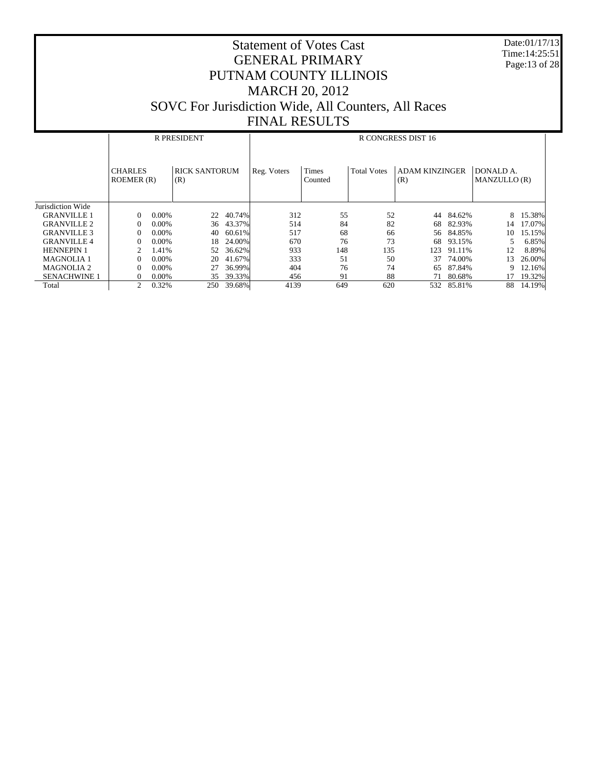# Statement of Votes Cast
# GENERAL PRIMARY
# PUTNAM COUNTY ILLINOIS
# MARCH 20, 2012
# SOVC For Jurisdiction Wide, All Counters, All Races
# FINAL RESULTS

Date:01/17/13
Time:14:25:51

| | R PRESIDENT | | | | R CONGRESS DIST 16 | | | | | | | |
|---|---|---|---|---|---|---|---|---|---|---|---|---|
| | CHARLES ROEMER (R) | | RICK SANTORUM (R) | | Reg. Voters | Times Counted | Total Votes | ADAM KINZINGER (R) | | DONALD A. MANZULLO (R) | | |
| Jurisdiction Wide | | | | | | | | | | | | |
| GRANVILLE 1 | 0 | 0.00% | 22 | 40.74% | 312 | 55 | 52 | 44 | 84.62% | 8 | 15.38% | |
| GRANVILLE 2 | 0 | 0.00% | 36 | 43.37% | 514 | 84 | 82 | 68 | 82.93% | 14 | 17.07% | |
| GRANVILLE 3 | 0 | 0.00% | 40 | 60.61% | 517 | 68 | 66 | 56 | 84.85% | 10 | 15.15% | |
| GRANVILLE 4 | 0 | 0.00% | 18 | 24.00% | 670 | 76 | 73 | 68 | 93.15% | 5 | 6.85% | |
| HENNEPIN 1 | 2 | 1.41% | 52 | 36.62% | 933 | 148 | 135 | 123 | 91.11% | 12 | 8.89% | |
| MAGNOLIA 1 | 0 | 0.00% | 20 | 41.67% | 333 | 51 | 50 | 37 | 74.00% | 13 | 26.00% | |
| MAGNOLIA 2 | 0 | 0.00% | 27 | 36.99% | 404 | 76 | 74 | 65 | 87.84% | 9 | 12.16% | |
| SENACHWINE 1 | 0 | 0.00% | 35 | 39.33% | 456 | 91 | 88 | 71 | 80.68% | 17 | 19.32% | |
| Total | 2 | 0.32% | 250 | 39.68% | 4139 | 649 | 620 | 532 | 85.81% | 88 | 14.19% | |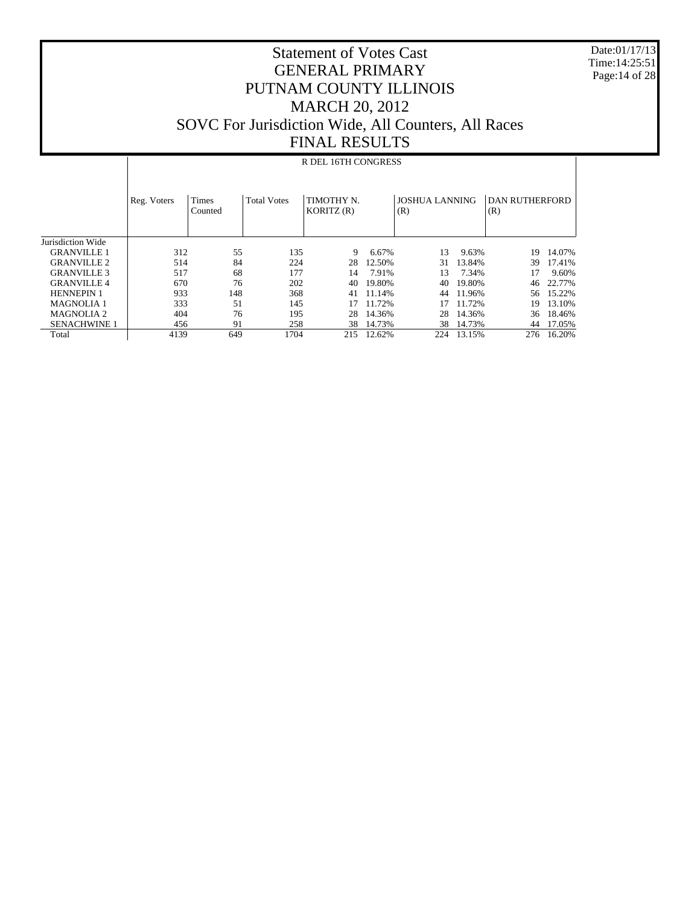# Statement of Votes Cast
# GENERAL PRIMARY
# PUTNAM COUNTY ILLINOIS
# MARCH 20, 2012
# SOVC For Jurisdiction Wide, All Counters, All Races
# FINAL RESULTS

Date:01/17/13
Time:14:25:51

R DEL 16TH CONGRESS

| | Reg. Voters | Times Counted | Total Votes | TIMOTHY N. KORITZ (R) | | JOSHUA LANNING (R) | | DAN RUTHERFORD (R) | |
|---|---|---|---|---|---|---|---|---|---|
| Jurisdiction Wide | | | | | | | | | |
| GRANVILLE 1 | 312 | 55 | 135 | 9 | 6.67% | 13 | 9.63% | 19 | 14.07% |
| GRANVILLE 2 | 514 | 84 | 224 | 28 | 12.50% | 31 | 13.84% | 39 | 17.41% |
| GRANVILLE 3 | 517 | 68 | 177 | 14 | 7.91% | 13 | 7.34% | 17 | 9.60% |
| GRANVILLE 4 | 670 | 76 | 202 | 40 | 19.80% | 40 | 19.80% | 46 | 22.77% |
| HENNEPIN 1 | 933 | 148 | 368 | 41 | 11.14% | 44 | 11.96% | 56 | 15.22% |
| MAGNOLIA 1 | 333 | 51 | 145 | 17 | 11.72% | 17 | 11.72% | 19 | 13.10% |
| MAGNOLIA 2 | 404 | 76 | 195 | 28 | 14.36% | 28 | 14.36% | 36 | 18.46% |
| SENACHWINE 1 | 456 | 91 | 258 | 38 | 14.73% | 38 | 14.73% | 44 | 17.05% |
| Total | 4139 | 649 | 1704 | 215 | 12.62% | 224 | 13.15% | 276 | 16.20% |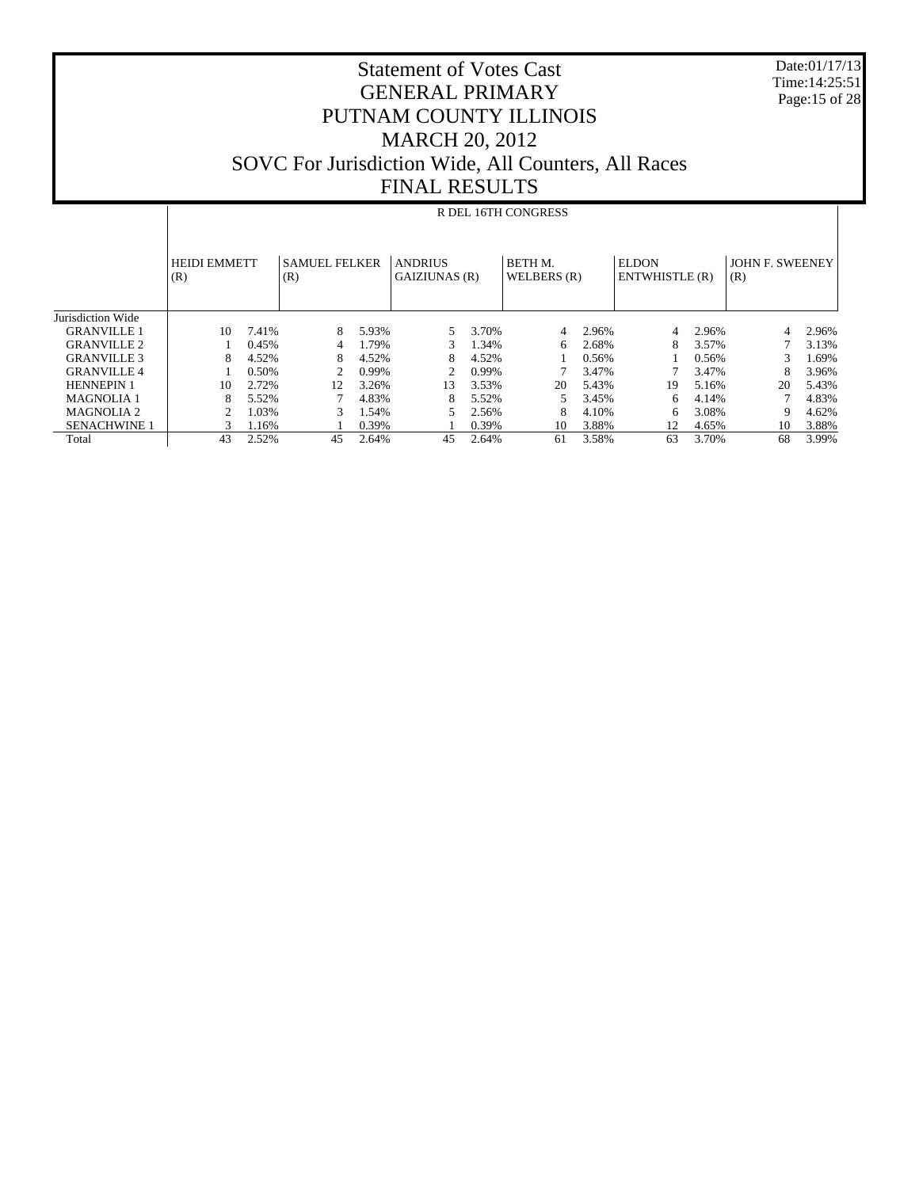# Statement of Votes Cast
# GENERAL PRIMARY
# PUTNAM COUNTY ILLINOIS
# MARCH 20, 2012
# SOVC For Jurisdiction Wide, All Counters, All Races
# FINAL RESULTS

Date:01/17/13
Time:14:25:51

| | R DEL 16TH CONGRESS | | | | | | | | | | | |
|---|---|---|---|---|---|---|---|---|---|---|---|---|
| | HEIDI EMMETT (R) | | SAMUEL FELKER (R) | | ANDRIUS GAIZIUNAS (R) | | BETH M. WELBERS (R) | | ELDON ENTWHISTLE (R) | | JOHN F. SWEENEY (R) | |
| Jurisdiction Wide | | | | | | | | | | | | |
| GRANVILLE 1 | 10 | 7.41% | 8 | 5.93% | 5 | 3.70% | 4 | 2.96% | 4 | 2.96% | 4 | 2.96% |
| GRANVILLE 2 | 1 | 0.45% | 4 | 1.79% | 3 | 1.34% | 6 | 2.68% | 8 | 3.57% | 7 | 3.13% |
| GRANVILLE 3 | 8 | 4.52% | 8 | 4.52% | 8 | 4.52% | 1 | 0.56% | 1 | 0.56% | 3 | 1.69% |
| GRANVILLE 4 | 1 | 0.50% | 2 | 0.99% | 2 | 0.99% | 7 | 3.47% | 7 | 3.47% | 8 | 3.96% |
| HENNEPIN 1 | 10 | 2.72% | 12 | 3.26% | 13 | 3.53% | 20 | 5.43% | 19 | 5.16% | 20 | 5.43% |
| MAGNOLIA 1 | 8 | 5.52% | 7 | 4.83% | 8 | 5.52% | 5 | 3.45% | 6 | 4.14% | 7 | 4.83% |
| MAGNOLIA 2 | 2 | 1.03% | 3 | 1.54% | 5 | 2.56% | 8 | 4.10% | 6 | 3.08% | 9 | 4.62% |
| SENACHWINE 1 | 3 | 1.16% | 1 | 0.39% | 1 | 0.39% | 10 | 3.88% | 12 | 4.65% | 10 | 3.88% |
| Total | 43 | 2.52% | 45 | 2.64% | 45 | 2.64% | 61 | 3.58% | 63 | 3.70% | 68 | 3.99% |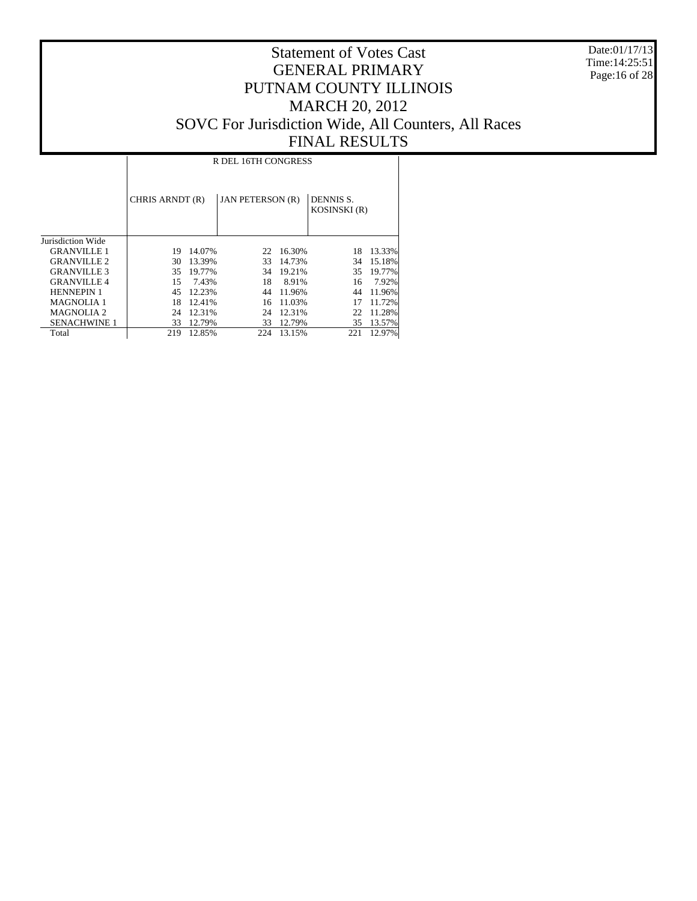# Statement of Votes Cast
# GENERAL PRIMARY
# PUTNAM COUNTY ILLINOIS
# MARCH 20, 2012
# SOVC For Jurisdiction Wide, All Counters, All Races
# FINAL RESULTS

Date:01/17/13
Time:14:25:51

| | R DEL 16TH CONGRESS | | | | | |
|---|---|---|---|---|---|---|
| | CHRIS ARNDT (R) | | JAN PETERSON (R) | | DENNIS S. KOSINSKI (R) | |
| Jurisdiction Wide | | | | | | |
| GRANVILLE 1 | 19 | 14.07% | 22 | 16.30% | 18 | 13.33% |
| GRANVILLE 2 | 30 | 13.39% | 33 | 14.73% | 34 | 15.18% |
| GRANVILLE 3 | 35 | 19.77% | 34 | 19.21% | 35 | 19.77% |
| GRANVILLE 4 | 15 | 7.43% | 18 | 8.91% | 16 | 7.92% |
| HENNEPIN 1 | 45 | 12.23% | 44 | 11.96% | 44 | 11.96% |
| MAGNOLIA 1 | 18 | 12.41% | 16 | 11.03% | 17 | 11.72% |
| MAGNOLIA 2 | 24 | 12.31% | 24 | 12.31% | 22 | 11.28% |
| SENACHWINE 1 | 33 | 12.79% | 33 | 12.79% | 35 | 13.57% |
| Total | 219 | 12.85% | 224 | 13.15% | 221 | 12.97% |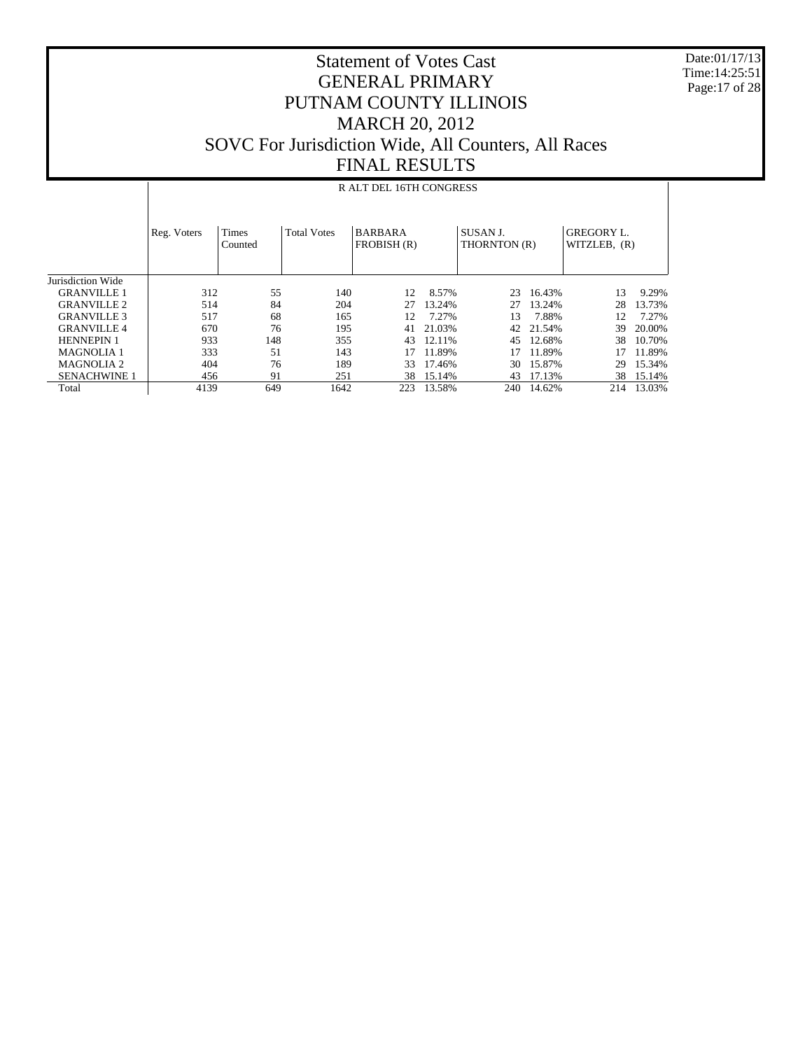# Statement of Votes Cast
# GENERAL PRIMARY
# PUTNAM COUNTY ILLINOIS
# MARCH 20, 2012
# SOVC For Jurisdiction Wide, All Counters, All Races
# FINAL RESULTS

Date:01/17/13
Time:14:25:51

| | R ALT DEL 16TH CONGRESS | | | | | | | | |
|---|---|---|---|---|---|---|---|---|---|
| | Reg. Voters | Times Counted | Total Votes | BARBARA FROBISH (R) | | SUSAN J. THORNTON (R) | | GREGORY L. WITZLEB, (R) | |
| Jurisdiction Wide | | | | | | | | | |
| GRANVILLE 1 | 312 | 55 | 140 | 12 | 8.57% | 23 | 16.43% | 13 | 9.29% |
| GRANVILLE 2 | 514 | 84 | 204 | 27 | 13.24% | 27 | 13.24% | 28 | 13.73% |
| GRANVILLE 3 | 517 | 68 | 165 | 12 | 7.27% | 13 | 7.88% | 12 | 7.27% |
| GRANVILLE 4 | 670 | 76 | 195 | 41 | 21.03% | 42 | 21.54% | 39 | 20.00% |
| HENNEPIN 1 | 933 | 148 | 355 | 43 | 12.11% | 45 | 12.68% | 38 | 10.70% |
| MAGNOLIA 1 | 333 | 51 | 143 | 17 | 11.89% | 17 | 11.89% | 17 | 11.89% |
| MAGNOLIA 2 | 404 | 76 | 189 | 33 | 17.46% | 30 | 15.87% | 29 | 15.34% |
| SENACHWINE 1 | 456 | 91 | 251 | 38 | 15.14% | 43 | 17.13% | 38 | 15.14% |
| Total | 4139 | 649 | 1642 | 223 | 13.58% | 240 | 14.62% | 214 | 13.03% |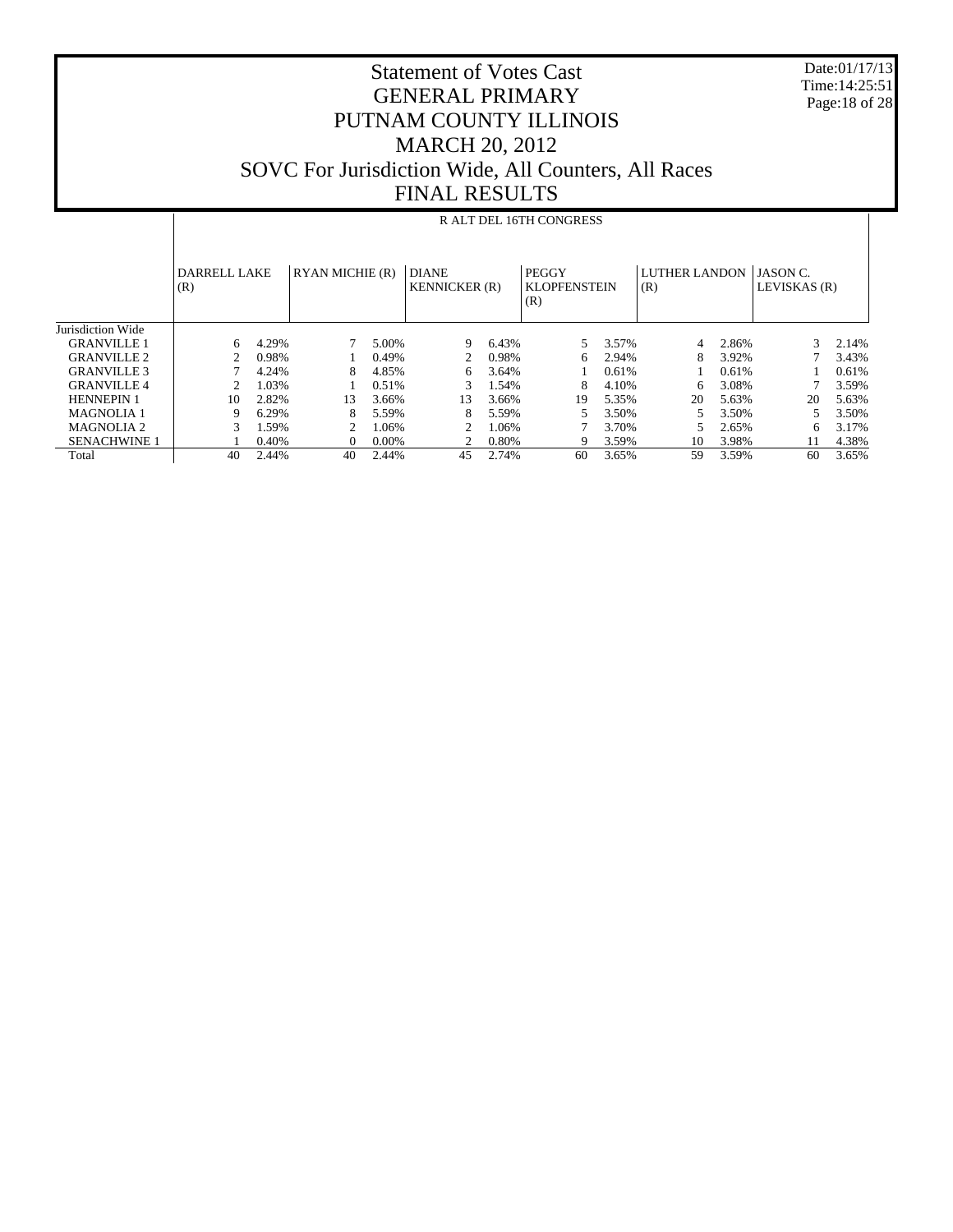# Statement of Votes Cast
## GENERAL PRIMARY
## PUTNAM COUNTY ILLINOIS
## MARCH 20, 2012
## SOVC For Jurisdiction Wide, All Counters, All Races
## FINAL RESULTS

| | R ALT DEL 16TH CONGRESS | | | | | | | | | | | |
|---|---|---|---|---|---|---|---|---|---|---|---|---|
| | DARRELL LAKE (R) | | RYAN MICHIE (R) | | DIANE KENNICKER (R) | | PEGGY KLOPFENSTEIN (R) | | LUTHER LANDON (R) | | JASON C. LEVISKAS (R) | |
| Jurisdiction Wide | | | | | | | | | | | | |
| GRANVILLE 1 | 6 | 4.29% | 7 | 5.00% | 9 | 6.43% | 5 | 3.57% | 4 | 2.86% | 3 | 2.14% |
| GRANVILLE 2 | 2 | 0.98% | 1 | 0.49% | 2 | 0.98% | 6 | 2.94% | 8 | 3.92% | 7 | 3.43% |
| GRANVILLE 3 | 7 | 4.24% | 8 | 4.85% | 6 | 3.64% | 1 | 0.61% | 1 | 0.61% | 1 | 0.61% |
| GRANVILLE 4 | 2 | 1.03% | 1 | 0.51% | 3 | 1.54% | 8 | 4.10% | 6 | 3.08% | 7 | 3.59% |
| HENNEPIN 1 | 10 | 2.82% | 13 | 3.66% | 13 | 3.66% | 19 | 5.35% | 20 | 5.63% | 20 | 5.63% |
| MAGNOLIA 1 | 9 | 6.29% | 8 | 5.59% | 8 | 5.59% | 5 | 3.50% | 5 | 3.50% | 5 | 3.50% |
| MAGNOLIA 2 | 3 | 1.59% | 2 | 1.06% | 2 | 1.06% | 7 | 3.70% | 5 | 2.65% | 6 | 3.17% |
| SENACHWINE 1 | 1 | 0.40% | 0 | 0.00% | 2 | 0.80% | 9 | 3.59% | 10 | 3.98% | 11 | 4.38% |
| Total | 40 | 2.44% | 40 | 2.44% | 45 | 2.74% | 60 | 3.65% | 59 | 3.59% | 60 | 3.65% |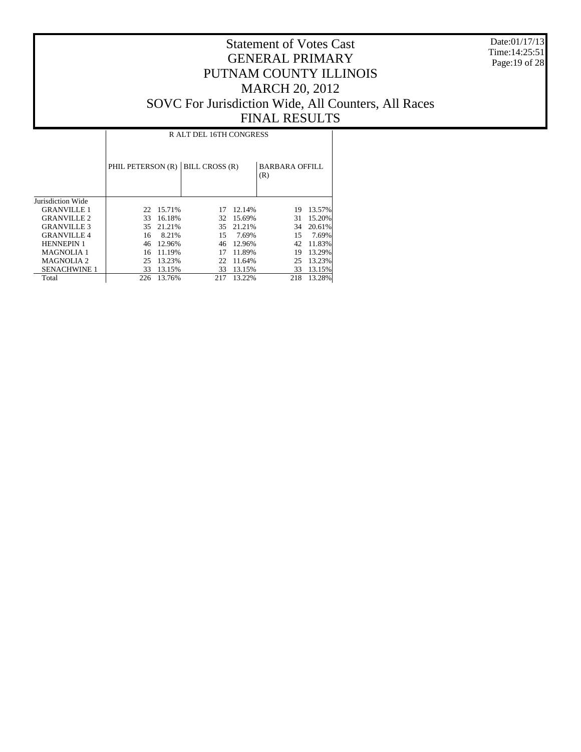# Statement of Votes Cast
# GENERAL PRIMARY
# PUTNAM COUNTY ILLINOIS
# MARCH 20, 2012
# SOVC For Jurisdiction Wide, All Counters, All Races
# FINAL RESULTS

Date:01/17/13
Time:14:25:51

| | R ALT DEL 16TH CONGRESS | | | | | |
|---|---|---|---|---|---|---|
| | PHIL PETERSON (R) | | BILL CROSS (R) | | BARBARA OFFILL (R) | |
| Jurisdiction Wide | | | | | | |
| GRANVILLE 1 | 22 | 15.71% | 17 | 12.14% | 19 | 13.57% |
| GRANVILLE 2 | 33 | 16.18% | 32 | 15.69% | 31 | 15.20% |
| GRANVILLE 3 | 35 | 21.21% | 35 | 21.21% | 34 | 20.61% |
| GRANVILLE 4 | 16 | 8.21% | 15 | 7.69% | 15 | 7.69% |
| HENNEPIN 1 | 46 | 12.96% | 46 | 12.96% | 42 | 11.83% |
| MAGNOLIA 1 | 16 | 11.19% | 17 | 11.89% | 19 | 13.29% |
| MAGNOLIA 2 | 25 | 13.23% | 22 | 11.64% | 25 | 13.23% |
| SENACHWINE 1 | 33 | 13.15% | 33 | 13.15% | 33 | 13.15% |
| Total | 226 | 13.76% | 217 | 13.22% | 218 | 13.28% |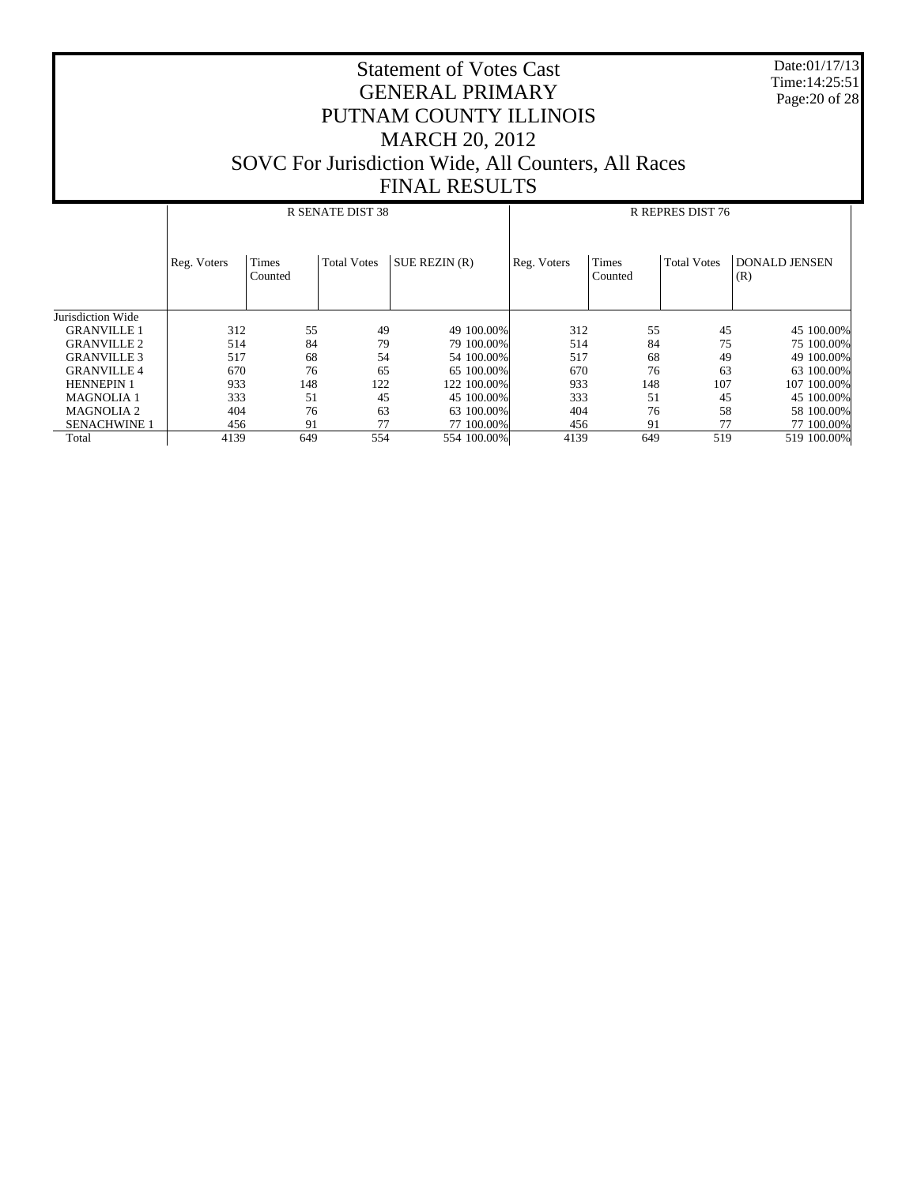# Statement of Votes Cast
# GENERAL PRIMARY
# PUTNAM COUNTY ILLINOIS
# MARCH 20, 2012
# SOVC For Jurisdiction Wide, All Counters, All Races
# FINAL RESULTS

Date:01/17/13
Time:14:25:51

| | R SENATE DIST 38 | | | | | R REPRES DIST 76 | | | | |
|---|---|---|---|---|---|---|---|---|---|---|
| | Reg. Voters | Times Counted | Total Votes | SUE REZIN (R) | | Reg. Voters | Times Counted | Total Votes | DONALD JENSEN (R) | |
| Jurisdiction Wide | | | | | | | | | | |
| GRANVILLE 1 | 312 | 55 | 49 | 49 | 100.00% | 312 | 55 | 45 | 45 | 100.00% |
| GRANVILLE 2 | 514 | 84 | 79 | 79 | 100.00% | 514 | 84 | 75 | 75 | 100.00% |
| GRANVILLE 3 | 517 | 68 | 54 | 54 | 100.00% | 517 | 68 | 49 | 49 | 100.00% |
| GRANVILLE 4 | 670 | 76 | 65 | 65 | 100.00% | 670 | 76 | 63 | 63 | 100.00% |
| HENNEPIN 1 | 933 | 148 | 122 | 122 | 100.00% | 933 | 148 | 107 | 107 | 100.00% |
| MAGNOLIA 1 | 333 | 51 | 45 | 45 | 100.00% | 333 | 51 | 45 | 45 | 100.00% |
| MAGNOLIA 2 | 404 | 76 | 63 | 63 | 100.00% | 404 | 76 | 58 | 58 | 100.00% |
| SENACHWINE 1 | 456 | 91 | 77 | 77 | 100.00% | 456 | 91 | 77 | 77 | 100.00% |
| Total | 4139 | 649 | 554 | 554 | 100.00% | 4139 | 649 | 519 | 519 | 100.00% |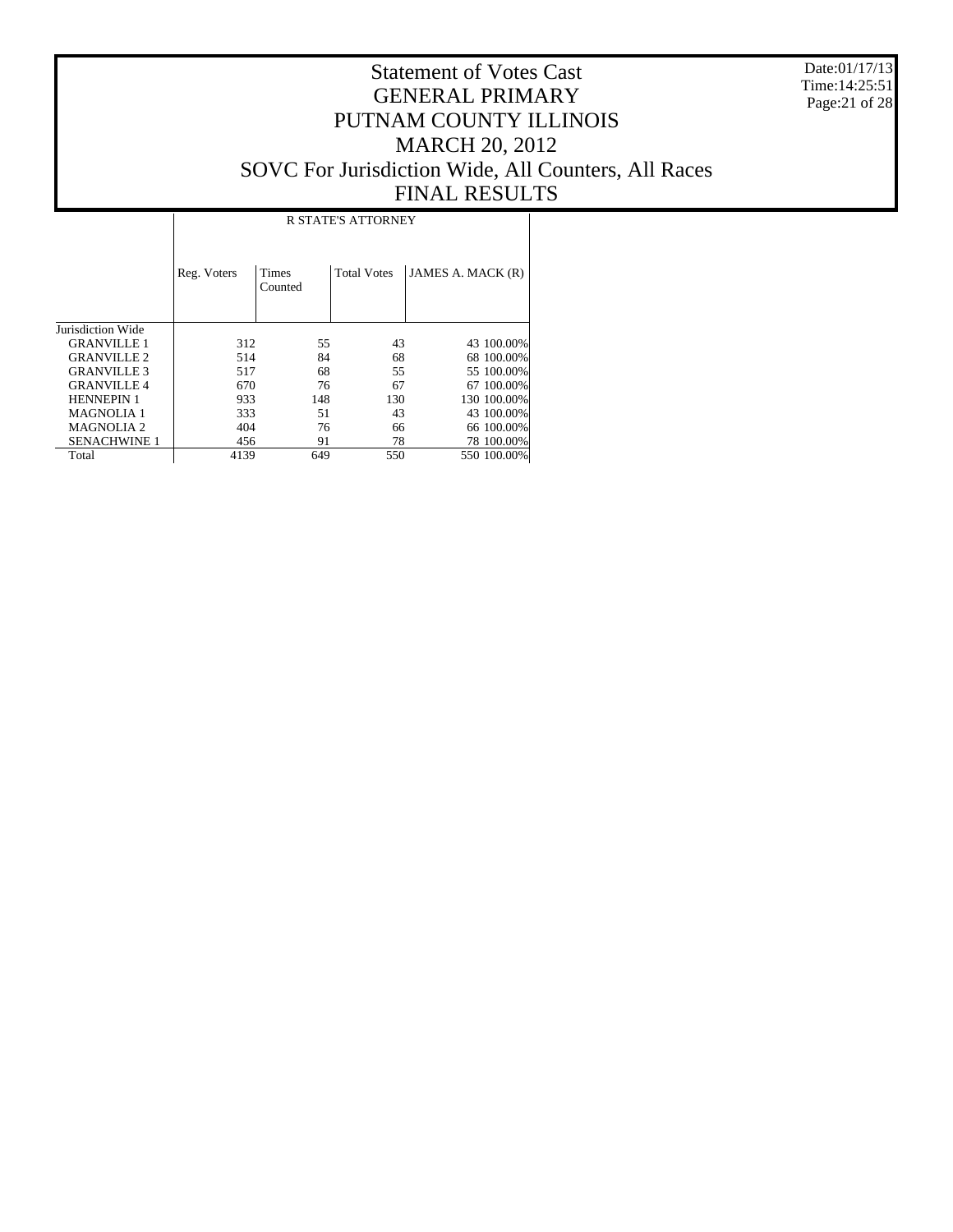# Statement of Votes Cast
# GENERAL PRIMARY
# PUTNAM COUNTY ILLINOIS
# MARCH 20, 2012
# SOVC For Jurisdiction Wide, All Counters, All Races
# FINAL RESULTS

Date:01/17/13
Time:14:25:51

| | R STATE'S ATTORNEY | | | | |
|---|---|---|---|---|---|
| | Reg. Voters | Times Counted | Total Votes | JAMES A. MACK (R) | |
| Jurisdiction Wide | | | | | |
| GRANVILLE 1 | 312 | 55 | 43 | 43 | 100.00% |
| GRANVILLE 2 | 514 | 84 | 68 | 68 | 100.00% |
| GRANVILLE 3 | 517 | 68 | 55 | 55 | 100.00% |
| GRANVILLE 4 | 670 | 76 | 67 | 67 | 100.00% |
| HENNEPIN 1 | 933 | 148 | 130 | 130 | 100.00% |
| MAGNOLIA 1 | 333 | 51 | 43 | 43 | 100.00% |
| MAGNOLIA 2 | 404 | 76 | 66 | 66 | 100.00% |
| SENACHWINE 1 | 456 | 91 | 78 | 78 | 100.00% |
| Total | 4139 | 649 | 550 | 550 | 100.00% |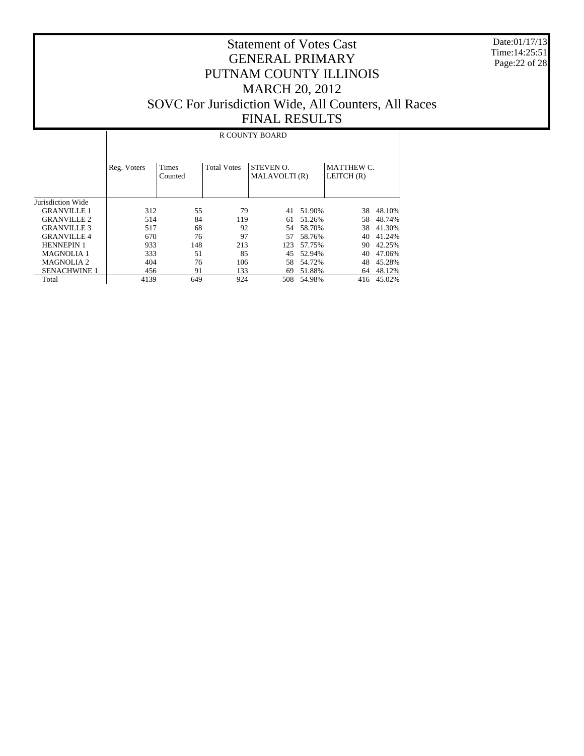# Statement of Votes Cast
# GENERAL PRIMARY
# PUTNAM COUNTY ILLINOIS
# MARCH 20, 2012
# SOVC For Jurisdiction Wide, All Counters, All Races
# FINAL RESULTS

Date:01/17/13
Time:14:25:51

| | R COUNTY BOARD | | | | | | |
|---|---|---|---|---|---|---|---|
| | Reg. Voters | Times Counted | Total Votes | STEVEN O. MALAVOLTI (R) | | MATTHEW C. LEITCH (R) | |
| Jurisdiction Wide | | | | | | | |
| GRANVILLE 1 | 312 | 55 | 79 | 41 | 51.90% | 38 | 48.10% |
| GRANVILLE 2 | 514 | 84 | 119 | 61 | 51.26% | 58 | 48.74% |
| GRANVILLE 3 | 517 | 68 | 92 | 54 | 58.70% | 38 | 41.30% |
| GRANVILLE 4 | 670 | 76 | 97 | 57 | 58.76% | 40 | 41.24% |
| HENNEPIN 1 | 933 | 148 | 213 | 123 | 57.75% | 90 | 42.25% |
| MAGNOLIA 1 | 333 | 51 | 85 | 45 | 52.94% | 40 | 47.06% |
| MAGNOLIA 2 | 404 | 76 | 106 | 58 | 54.72% | 48 | 45.28% |
| SENACHWINE 1 | 456 | 91 | 133 | 69 | 51.88% | 64 | 48.12% |
| Total | 4139 | 649 | 924 | 508 | 54.98% | 416 | 45.02% |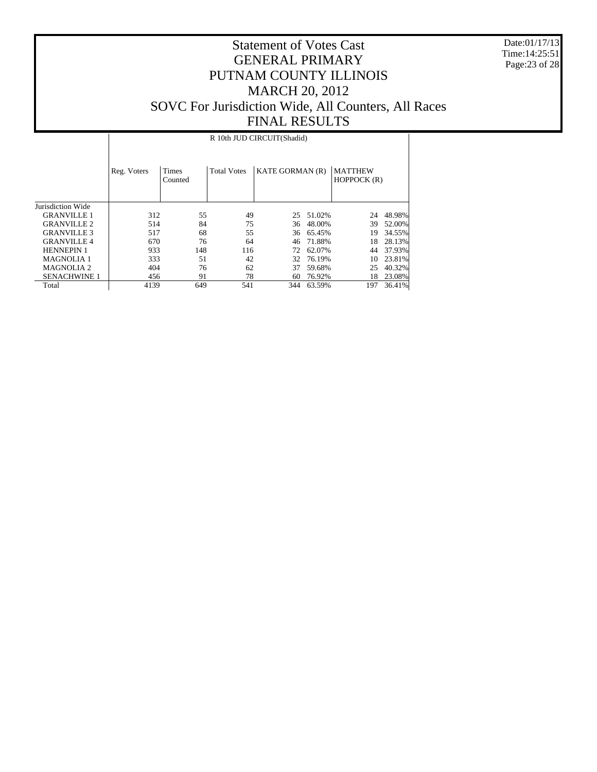# Statement of Votes Cast
## GENERAL PRIMARY
## PUTNAM COUNTY ILLINOIS
## MARCH 20, 2012
## SOVC For Jurisdiction Wide, All Counters, All Races
## FINAL RESULTS

Date:01/17/13
Time:14:25:51

R 10th JUD CIRCUIT(Shadid)

| | Reg. Voters | Times Counted | Total Votes | KATE GORMAN (R) | | MATTHEW HOPPOCK (R) | |
|---|---|---|---|---|---|---|---|
| Jurisdiction Wide | | | | | | | |
| GRANVILLE 1 | 312 | 55 | 49 | 25 | 51.02% | 24 | 48.98% |
| GRANVILLE 2 | 514 | 84 | 75 | 36 | 48.00% | 39 | 52.00% |
| GRANVILLE 3 | 517 | 68 | 55 | 36 | 65.45% | 19 | 34.55% |
| GRANVILLE 4 | 670 | 76 | 64 | 46 | 71.88% | 18 | 28.13% |
| HENNEPIN 1 | 933 | 148 | 116 | 72 | 62.07% | 44 | 37.93% |
| MAGNOLIA 1 | 333 | 51 | 42 | 32 | 76.19% | 10 | 23.81% |
| MAGNOLIA 2 | 404 | 76 | 62 | 37 | 59.68% | 25 | 40.32% |
| SENACHWINE 1 | 456 | 91 | 78 | 60 | 76.92% | 18 | 23.08% |
| Total | 4139 | 649 | 541 | 344 | 63.59% | 197 | 36.41% |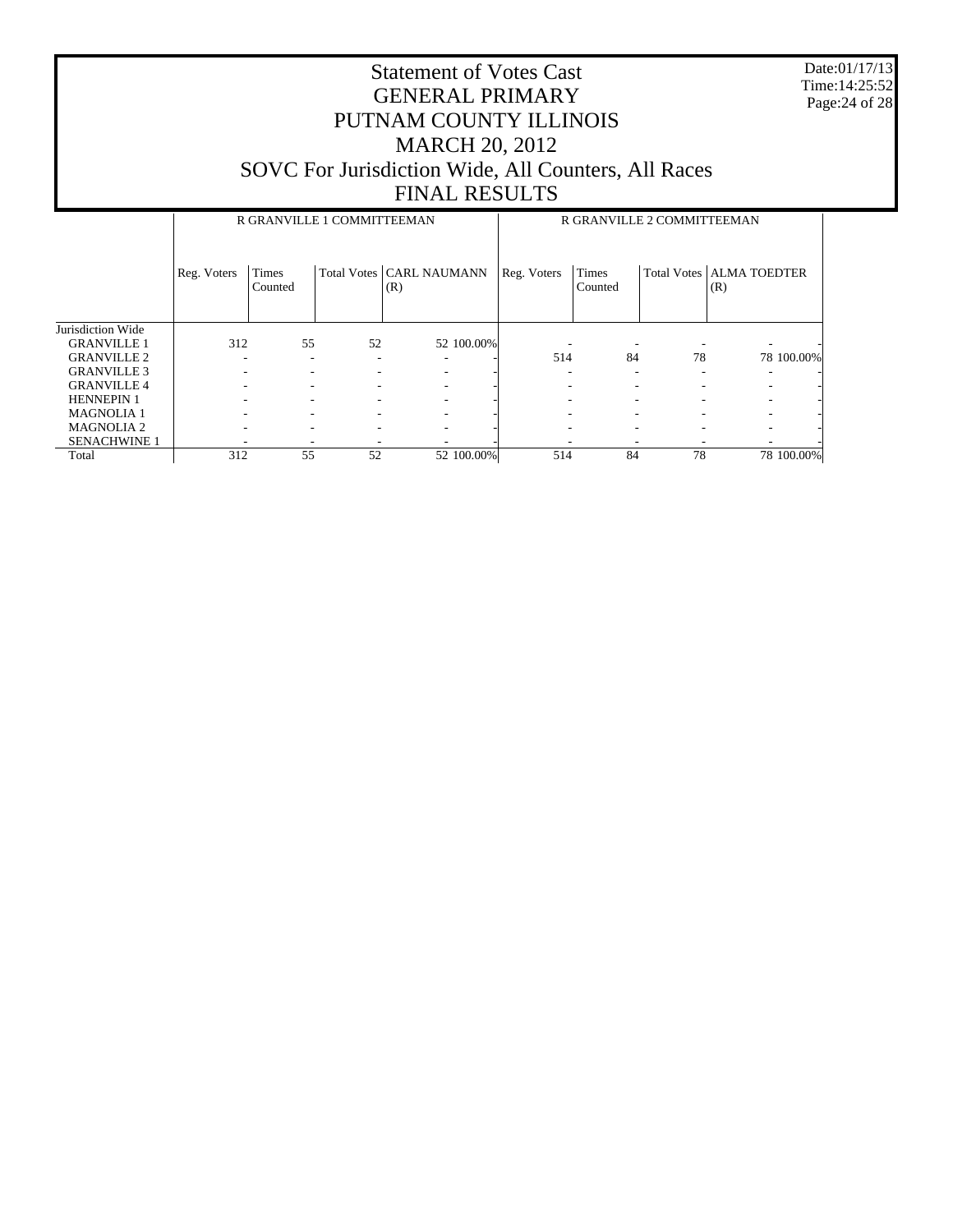# Statement of Votes Cast
## GENERAL PRIMARY
## PUTNAM COUNTY ILLINOIS
## MARCH 20, 2012
## SOVC For Jurisdiction Wide, All Counters, All Races
## FINAL RESULTS

Date:01/17/13
Time:14:25:52

| | R GRANVILLE 1 COMMITTEEMAN | | | | | R GRANVILLE 2 COMMITTEEMAN | | | | |
|---|---|---|---|---|---|---|---|---|---|---|
| | Reg. Voters | Times Counted | Total Votes | CARL NAUMANN (R) | | Reg. Voters | Times Counted | Total Votes | ALMA TOEDTER (R) | |
| Jurisdiction Wide | | | | | | | | | | |
| GRANVILLE 1 | 312 | 55 | 52 | 52 | 100.00% | - | - | - | - | - |
| GRANVILLE 2 | - | - | - | - | - | 514 | 84 | 78 | 78 | 100.00% |
| GRANVILLE 3 | - | - | - | - | - | - | - | - | - | - |
| GRANVILLE 4 | - | - | - | - | - | - | - | - | - | - |
| HENNEPIN 1 | - | - | - | - | - | - | - | - | - | - |
| MAGNOLIA 1 | - | - | - | - | - | - | - | - | - | - |
| MAGNOLIA 2 | - | - | - | - | - | - | - | - | - | - |
| SENACHWINE 1 | - | - | - | - | - | - | - | - | - | - |
| Total | 312 | 55 | 52 | 52 | 100.00% | 514 | 84 | 78 | 78 | 100.00% |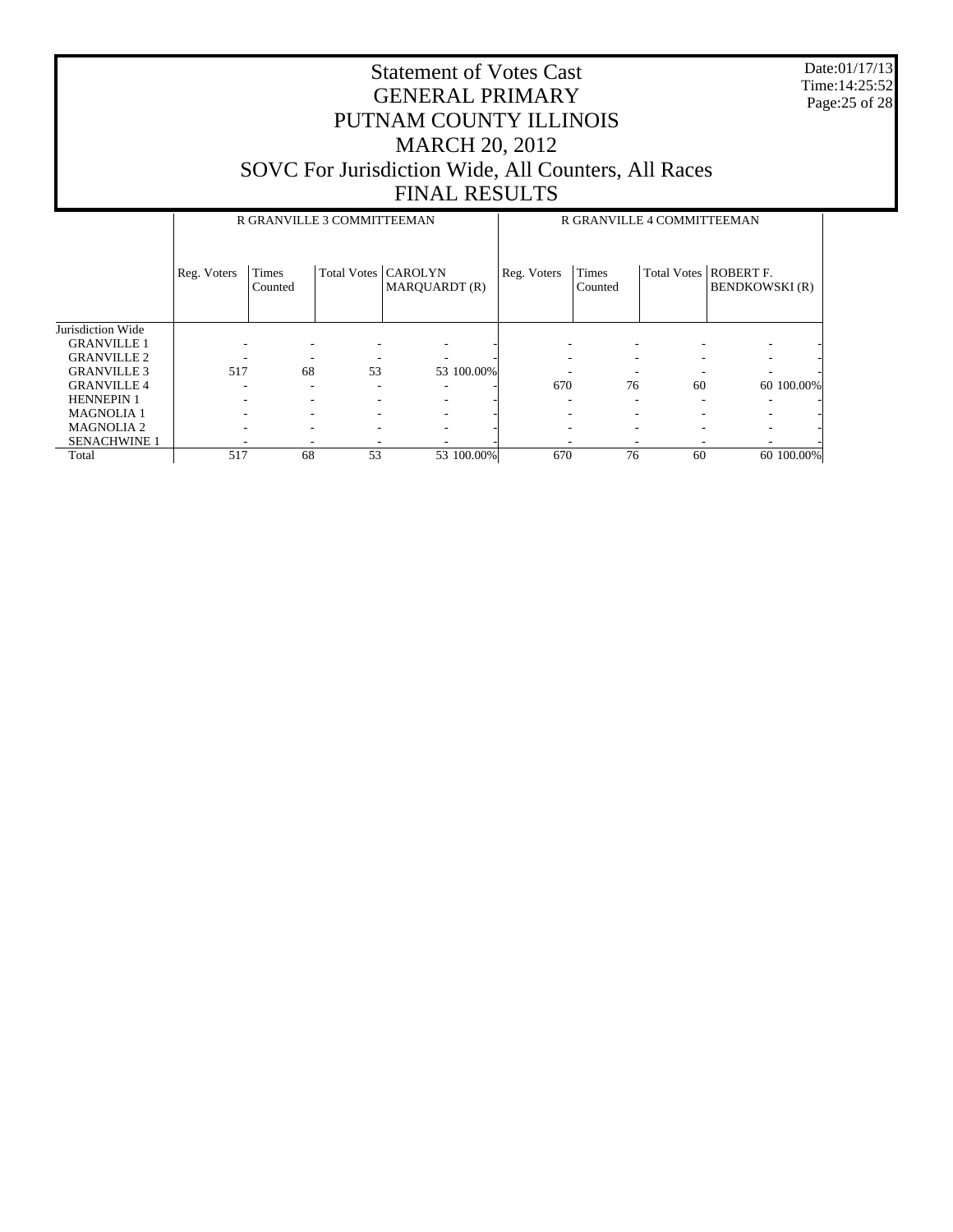# Statement of Votes Cast
## GENERAL PRIMARY
## PUTNAM COUNTY ILLINOIS
## MARCH 20, 2012
## SOVC For Jurisdiction Wide, All Counters, All Races
## FINAL RESULTS

Date:01/17/13
Time:14:25:52

| | R GRANVILLE 3 COMMITTEEMAN | | | | | R GRANVILLE 4 COMMITTEEMAN | | | | |
|---|---|---|---|---|---|---|---|---|---|---|
| | Reg. Voters | Times Counted | Total Votes | CAROLYN MARQUARDT (R) | | Reg. Voters | Times Counted | Total Votes | ROBERT F. BENDKOWSKI (R) | |
| Jurisdiction Wide | | | | | | | | | | |
| GRANVILLE 1 | - | - | - | - | - | - | - | - | - | - |
| GRANVILLE 2 | - | - | - | - | - | - | - | - | - | - |
| GRANVILLE 3 | 517 | 68 | 53 | 53 | 100.00% | - | - | - | - | - |
| GRANVILLE 4 | - | - | - | - | - | 670 | 76 | 60 | 60 | 100.00% |
| HENNEPIN 1 | - | - | - | - | - | - | - | - | - | - |
| MAGNOLIA 1 | - | - | - | - | - | - | - | - | - | - |
| MAGNOLIA 2 | - | - | - | - | - | - | - | - | - | - |
| SENACHWINE 1 | - | - | - | - | - | - | - | - | - | - |
| Total | 517 | 68 | 53 | 53 | 100.00% | 670 | 76 | 60 | 60 | 100.00% |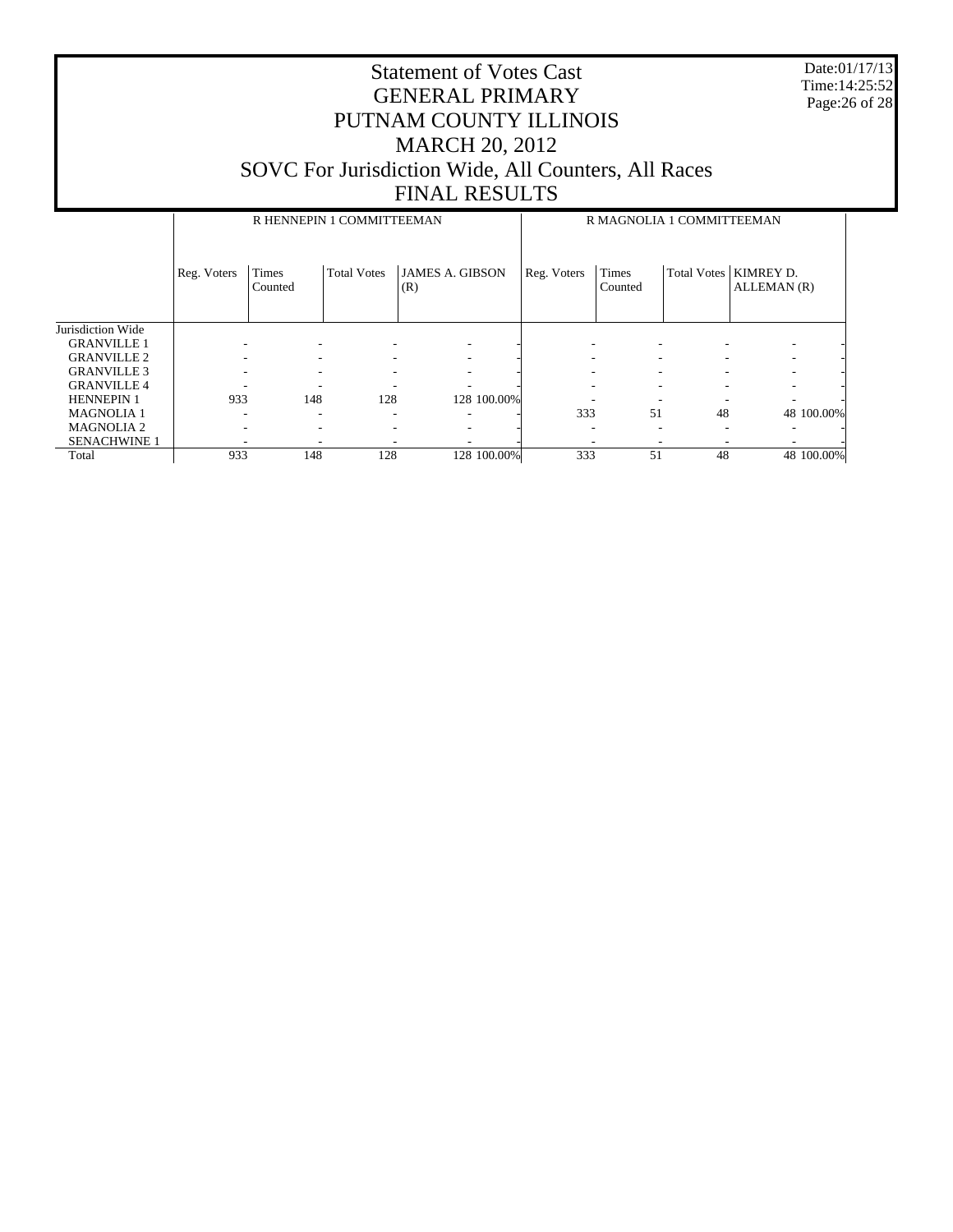# Statement of Votes Cast
# GENERAL PRIMARY
# PUTNAM COUNTY ILLINOIS
# MARCH 20, 2012
# SOVC For Jurisdiction Wide, All Counters, All Races
# FINAL RESULTS

Date:01/17/13
Time:14:25:52

| | R HENNEPIN 1 COMMITTEEMAN | | | | | R MAGNOLIA 1 COMMITTEEMAN | | | | |
|---|---|---|---|---|---|---|---|---|---|---|
| | Reg. Voters | Times Counted | Total Votes | JAMES A. GIBSON (R) | | Reg. Voters | Times Counted | Total Votes | KIMREY D. ALLEMAN (R) | |
| Jurisdiction Wide | | | | | | | | | | |
| GRANVILLE 1 | - | - | - | - | - | - | - | - | - | - |
| GRANVILLE 2 | - | - | - | - | - | - | - | - | - | - |
| GRANVILLE 3 | - | - | - | - | - | - | - | - | - | - |
| GRANVILLE 4 | - | - | - | - | - | - | - | - | - | - |
| HENNEPIN 1 | 933 | 148 | 128 | 128 | 100.00% | - | - | - | - | - |
| MAGNOLIA 1 | - | - | - | - | - | 333 | 51 | 48 | 48 | 100.00% |
| MAGNOLIA 2 | - | - | - | - | - | - | - | - | - | - |
| SENACHWINE 1 | - | - | - | - | - | - | - | - | - | - |
| Total | 933 | 148 | 128 | 128 | 100.00% | 333 | 51 | 48 | 48 | 100.00% |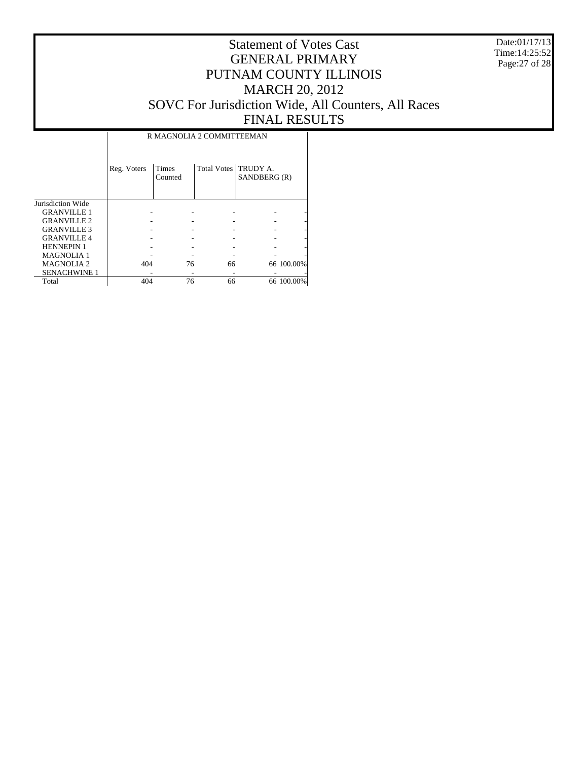# Statement of Votes Cast
# GENERAL PRIMARY
# PUTNAM COUNTY ILLINOIS
# MARCH 20, 2012
# SOVC For Jurisdiction Wide, All Counters, All Races
# FINAL RESULTS

Date:01/17/13
Time:14:25:52

| | R MAGNOLIA 2 COMMITTEEMAN | | | | |
|---|---|---|---|---|---|
| | Reg. Voters | Times Counted | Total Votes | TRUDY A. SANDBERG (R) | |
| Jurisdiction Wide | | | | | |
| GRANVILLE 1 | - | - | - | - | - |
| GRANVILLE 2 | - | - | - | - | - |
| GRANVILLE 3 | - | - | - | - | - |
| GRANVILLE 4 | - | - | - | - | - |
| HENNEPIN 1 | - | - | - | - | - |
| MAGNOLIA 1 | - | - | - | - | - |
| MAGNOLIA 2 | 404 | 76 | 66 | 66 | 100.00% |
| SENACHWINE 1 | - | - | - | - | - |
| Total | 404 | 76 | 66 | 66 | 100.00% |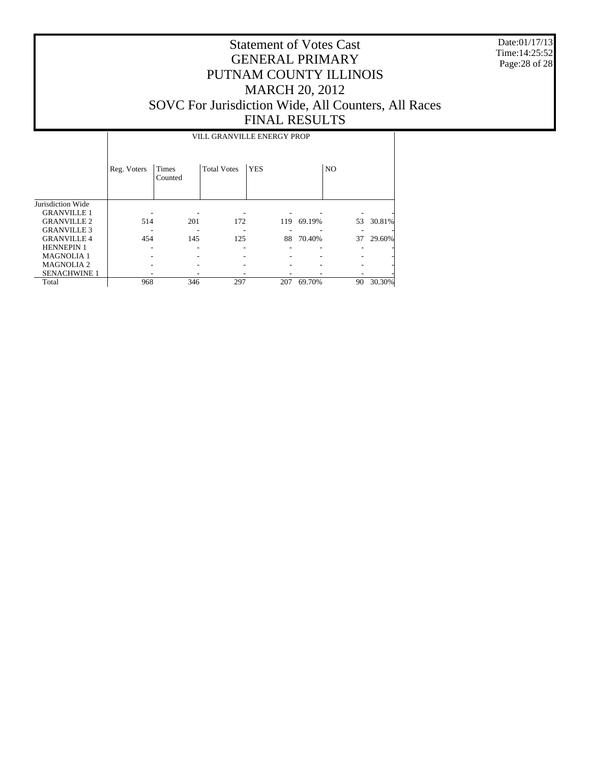# Statement of Votes Cast
# GENERAL PRIMARY
# PUTNAM COUNTY ILLINOIS
# MARCH 20, 2012
# SOVC For Jurisdiction Wide, All Counters, All Races
# FINAL RESULTS

Date:01/17/13
Time:14:25:52

| | VILL GRANVILLE ENERGY PROP | | | | | | |
|---|---|---|---|---|---|---|---|
| | Reg. Voters | Times Counted | Total Votes | YES | | NO | |
| Jurisdiction Wide | | | | | | | |
| GRANVILLE 1 | - | - | - | - | - | - | - |
| GRANVILLE 2 | 514 | 201 | 172 | 119 | 69.19% | 53 | 30.81% |
| GRANVILLE 3 | - | - | - | - | - | - | - |
| GRANVILLE 4 | 454 | 145 | 125 | 88 | 70.40% | 37 | 29.60% |
| HENNEPIN 1 | - | - | - | - | - | - | - |
| MAGNOLIA 1 | - | - | - | - | - | - | - |
| MAGNOLIA 2 | - | - | - | - | - | - | - |
| SENACHWINE 1 | - | - | - | - | - | - | - |
| Total | 968 | 346 | 297 | 207 | 69.70% | 90 | 30.30% |